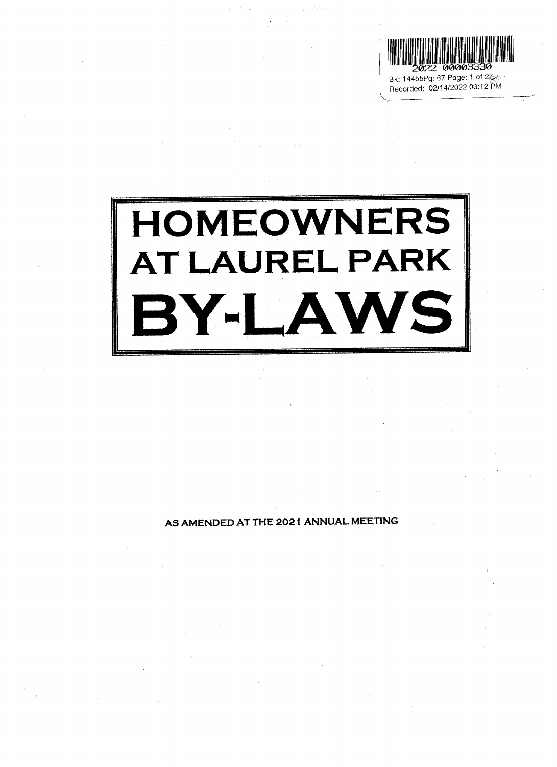2022 00003330

Bk: 14455Pg: 67 Page: 1 of 27

Recorded: 02/14/2022 03:12 PM

# HOMEOWNERS AT LAUREL PARK BY-LAWS

**AS AMENDED AT THE 2021 ANNUAL MEETING**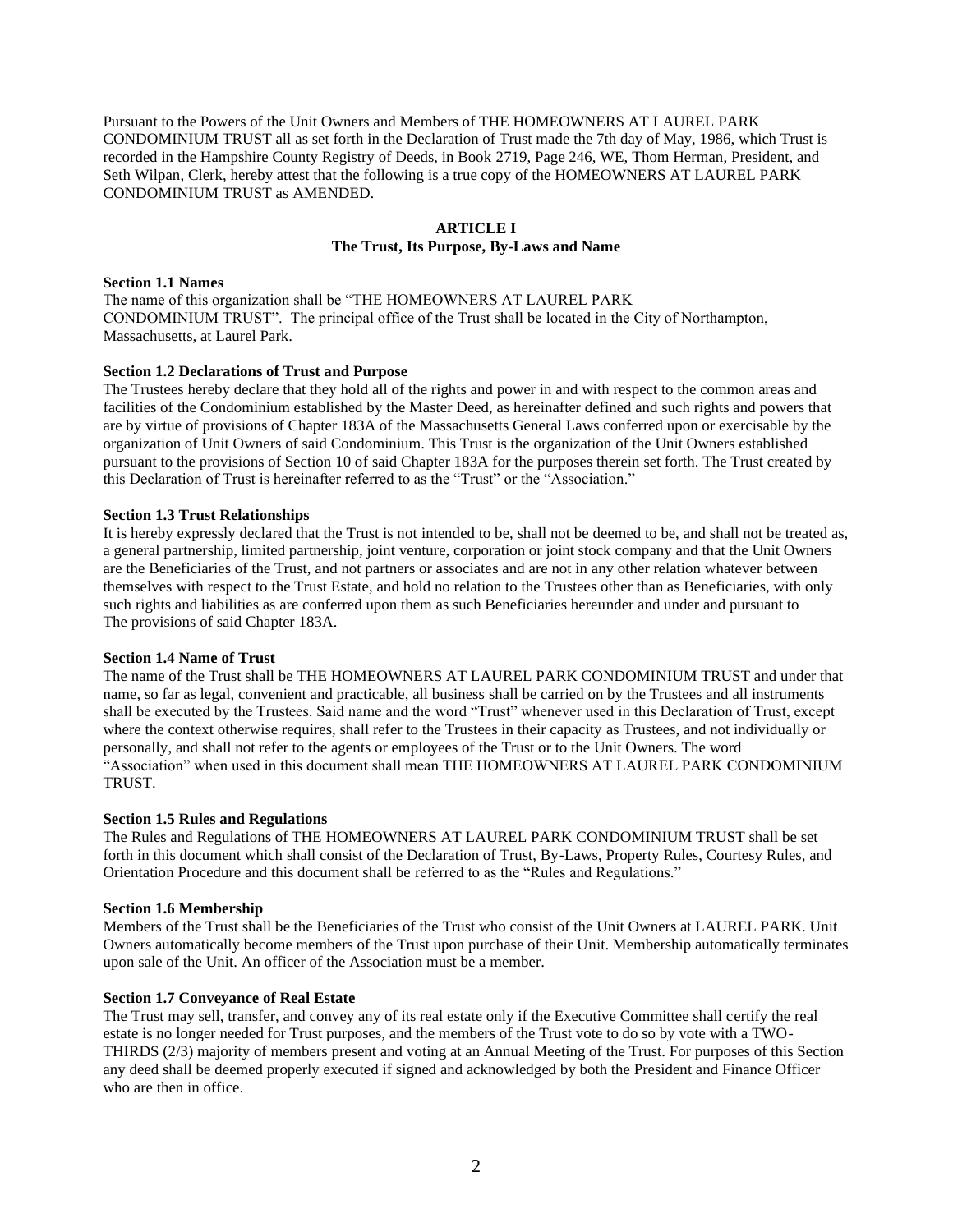Pursuant to the Powers of the Unit Owners and Members of THE HOMEOWNERS AT LAUREL PARK CONDOMINIUM TRUST all as set forth in the Declaration of Trust made the 7th day of May, 1986, which Trust is recorded in the Hampshire County Registry of Deeds, in Book 2719, Page 246, WE, Thom Herman, President, and Seth Wilpan, Clerk, hereby attest that the following is a true copy of the HOMEOWNERS AT LAUREL PARK CONDOMINIUM TRUST as AMENDED.

## ARTICLE I
## The Trust, Its Purpose, By-Laws and Name

**Section 1.1 Names**
The name of this organization shall be "THE HOMEOWNERS AT LAUREL PARK CONDOMINIUM TRUST". The principal office of the Trust shall be located in the City of Northampton, Massachusetts, at Laurel Park.

**Section 1.2 Declarations of Trust and Purpose**
The Trustees hereby declare that they hold all of the rights and power in and with respect to the common areas and facilities of the Condominium established by the Master Deed, as hereinafter defined and such rights and powers that are by virtue of provisions of Chapter 183A of the Massachusetts General Laws conferred upon or exercisable by the organization of Unit Owners of said Condominium. This Trust is the organization of the Unit Owners established pursuant to the provisions of Section 10 of said Chapter 183A for the purposes therein set forth. The Trust created by this Declaration of Trust is hereinafter referred to as the "Trust" or the "Association."

**Section 1.3 Trust Relationships**
It is hereby expressly declared that the Trust is not intended to be, shall not be deemed to be, and shall not be treated as, a general partnership, limited partnership, joint venture, corporation or joint stock company and that the Unit Owners are the Beneficiaries of the Trust, and not partners or associates and are not in any other relation whatever between themselves with respect to the Trust Estate, and hold no relation to the Trustees other than as Beneficiaries, with only such rights and liabilities as are conferred upon them as such Beneficiaries hereunder and under and pursuant to The provisions of said Chapter 183A.

**Section 1.4 Name of Trust**
The name of the Trust shall be THE HOMEOWNERS AT LAUREL PARK CONDOMINIUM TRUST and under that name, so far as legal, convenient and practicable, all business shall be carried on by the Trustees and all instruments shall be executed by the Trustees. Said name and the word "Trust" whenever used in this Declaration of Trust, except where the context otherwise requires, shall refer to the Trustees in their capacity as Trustees, and not individually or personally, and shall not refer to the agents or employees of the Trust or to the Unit Owners. The word "Association" when used in this document shall mean THE HOMEOWNERS AT LAUREL PARK CONDOMINIUM TRUST.

**Section 1.5 Rules and Regulations**
The Rules and Regulations of THE HOMEOWNERS AT LAUREL PARK CONDOMINIUM TRUST shall be set forth in this document which shall consist of the Declaration of Trust, By-Laws, Property Rules, Courtesy Rules, and Orientation Procedure and this document shall be referred to as the "Rules and Regulations."

**Section 1.6 Membership**
Members of the Trust shall be the Beneficiaries of the Trust who consist of the Unit Owners at LAUREL PARK. Unit Owners automatically become members of the Trust upon purchase of their Unit. Membership automatically terminates upon sale of the Unit. An officer of the Association must be a member.

**Section 1.7 Conveyance of Real Estate**
The Trust may sell, transfer, and convey any of its real estate only if the Executive Committee shall certify the real estate is no longer needed for Trust purposes, and the members of the Trust vote to do so by vote with a TWO-THIRDS (2/3) majority of members present and voting at an Annual Meeting of the Trust. For purposes of this Section any deed shall be deemed properly executed if signed and acknowledged by both the President and Finance Officer who are then in office.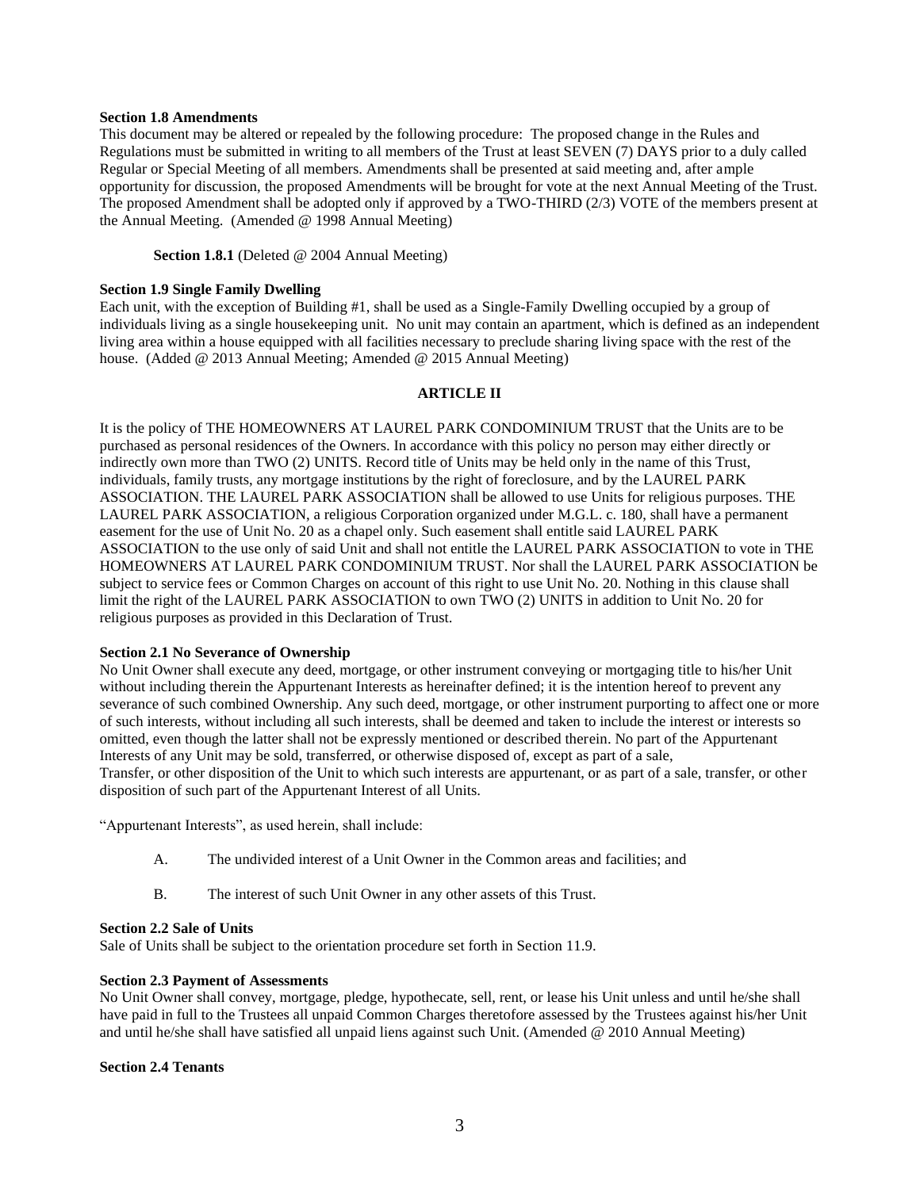**Section 1.8 Amendments**
This document may be altered or repealed by the following procedure: The proposed change in the Rules and Regulations must be submitted in writing to all members of the Trust at least SEVEN (7) DAYS prior to a duly called Regular or Special Meeting of all members. Amendments shall be presented at said meeting and, after ample opportunity for discussion, the proposed Amendments will be brought for vote at the next Annual Meeting of the Trust. The proposed Amendment shall be adopted only if approved by a TWO-THIRD (2/3) VOTE of the members present at the Annual Meeting. (Amended @ 1998 Annual Meeting)

**Section 1.8.1** (Deleted @ 2004 Annual Meeting)

**Section 1.9 Single Family Dwelling**
Each unit, with the exception of Building #1, shall be used as a Single-Family Dwelling occupied by a group of individuals living as a single housekeeping unit. No unit may contain an apartment, which is defined as an independent living area within a house equipped with all facilities necessary to preclude sharing living space with the rest of the house. (Added @ 2013 Annual Meeting; Amended @ 2015 Annual Meeting)

## ARTICLE II

It is the policy of THE HOMEOWNERS AT LAUREL PARK CONDOMINIUM TRUST that the Units are to be purchased as personal residences of the Owners. In accordance with this policy no person may either directly or indirectly own more than TWO (2) UNITS. Record title of Units may be held only in the name of this Trust, individuals, family trusts, any mortgage institutions by the right of foreclosure, and by the LAUREL PARK ASSOCIATION. THE LAUREL PARK ASSOCIATION shall be allowed to use Units for religious purposes. THE LAUREL PARK ASSOCIATION, a religious Corporation organized under M.G.L. c. 180, shall have a permanent easement for the use of Unit No. 20 as a chapel only. Such easement shall entitle said LAUREL PARK ASSOCIATION to the use only of said Unit and shall not entitle the LAUREL PARK ASSOCIATION to vote in THE HOMEOWNERS AT LAUREL PARK CONDOMINIUM TRUST. Nor shall the LAUREL PARK ASSOCIATION be subject to service fees or Common Charges on account of this right to use Unit No. 20. Nothing in this clause shall limit the right of the LAUREL PARK ASSOCIATION to own TWO (2) UNITS in addition to Unit No. 20 for religious purposes as provided in this Declaration of Trust.

**Section 2.1 No Severance of Ownership**
No Unit Owner shall execute any deed, mortgage, or other instrument conveying or mortgaging title to his/her Unit without including therein the Appurtenant Interests as hereinafter defined; it is the intention hereof to prevent any severance of such combined Ownership. Any such deed, mortgage, or other instrument purporting to affect one or more of such interests, without including all such interests, shall be deemed and taken to include the interest or interests so omitted, even though the latter shall not be expressly mentioned or described therein. No part of the Appurtenant Interests of any Unit may be sold, transferred, or otherwise disposed of, except as part of a sale, Transfer, or other disposition of the Unit to which such interests are appurtenant, or as part of a sale, transfer, or other disposition of such part of the Appurtenant Interest of all Units.

"Appurtenant Interests", as used herein, shall include:

A. The undivided interest of a Unit Owner in the Common areas and facilities; and

B. The interest of such Unit Owner in any other assets of this Trust.

**Section 2.2 Sale of Units**
Sale of Units shall be subject to the orientation procedure set forth in Section 11.9.

**Section 2.3 Payment of Assessments**
No Unit Owner shall convey, mortgage, pledge, hypothecate, sell, rent, or lease his Unit unless and until he/she shall have paid in full to the Trustees all unpaid Common Charges theretofore assessed by the Trustees against his/her Unit and until he/she shall have satisfied all unpaid liens against such Unit. (Amended @ 2010 Annual Meeting)

**Section 2.4 Tenants**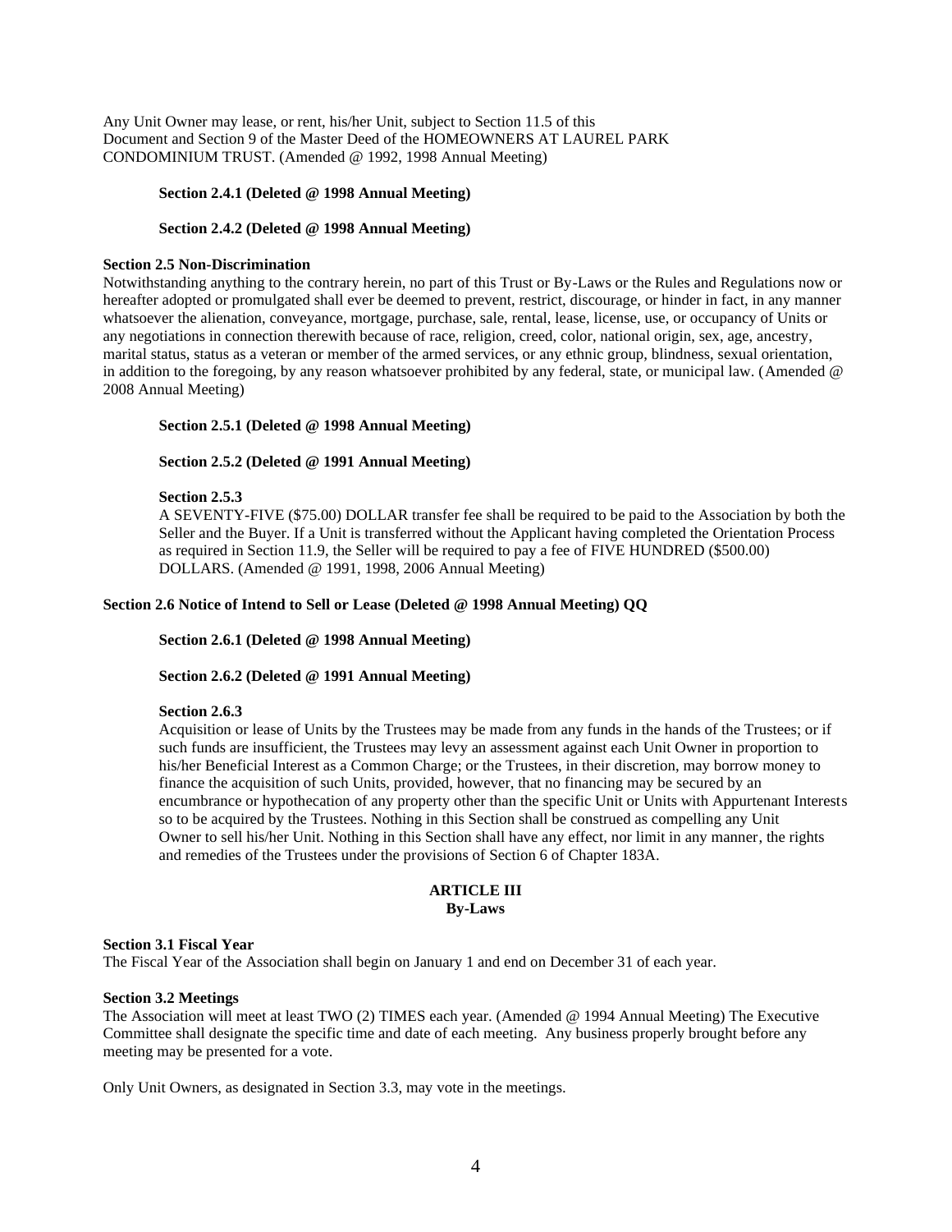Any Unit Owner may lease, or rent, his/her Unit, subject to Section 11.5 of this Document and Section 9 of the Master Deed of the HOMEOWNERS AT LAUREL PARK CONDOMINIUM TRUST. (Amended @ 1992, 1998 Annual Meeting)

**Section 2.4.1 (Deleted @ 1998 Annual Meeting)**

**Section 2.4.2 (Deleted @ 1998 Annual Meeting)**

**Section 2.5 Non-Discrimination**

Notwithstanding anything to the contrary herein, no part of this Trust or By-Laws or the Rules and Regulations now or hereafter adopted or promulgated shall ever be deemed to prevent, restrict, discourage, or hinder in fact, in any manner whatsoever the alienation, conveyance, mortgage, purchase, sale, rental, lease, license, use, or occupancy of Units or any negotiations in connection therewith because of race, religion, creed, color, national origin, sex, age, ancestry, marital status, status as a veteran or member of the armed services, or any ethnic group, blindness, sexual orientation, in addition to the foregoing, by any reason whatsoever prohibited by any federal, state, or municipal law. (Amended @ 2008 Annual Meeting)

**Section 2.5.1 (Deleted @ 1998 Annual Meeting)**

**Section 2.5.2 (Deleted @ 1991 Annual Meeting)**

**Section 2.5.3**

A SEVENTY-FIVE ($75.00) DOLLAR transfer fee shall be required to be paid to the Association by both the Seller and the Buyer. If a Unit is transferred without the Applicant having completed the Orientation Process as required in Section 11.9, the Seller will be required to pay a fee of FIVE HUNDRED ($500.00) DOLLARS. (Amended @ 1991, 1998, 2006 Annual Meeting)

**Section 2.6 Notice of Intend to Sell or Lease (Deleted @ 1998 Annual Meeting) QQ**

**Section 2.6.1 (Deleted @ 1998 Annual Meeting)**

**Section 2.6.2 (Deleted @ 1991 Annual Meeting)**

**Section 2.6.3**

Acquisition or lease of Units by the Trustees may be made from any funds in the hands of the Trustees; or if such funds are insufficient, the Trustees may levy an assessment against each Unit Owner in proportion to his/her Beneficial Interest as a Common Charge; or the Trustees, in their discretion, may borrow money to finance the acquisition of such Units, provided, however, that no financing may be secured by an encumbrance or hypothecation of any property other than the specific Unit or Units with Appurtenant Interests so to be acquired by the Trustees. Nothing in this Section shall be construed as compelling any Unit Owner to sell his/her Unit. Nothing in this Section shall have any effect, nor limit in any manner, the rights and remedies of the Trustees under the provisions of Section 6 of Chapter 183A.

## ARTICLE III
## By-Laws

**Section 3.1 Fiscal Year**

The Fiscal Year of the Association shall begin on January 1 and end on December 31 of each year.

**Section 3.2 Meetings**

The Association will meet at least TWO (2) TIMES each year. (Amended @ 1994 Annual Meeting) The Executive Committee shall designate the specific time and date of each meeting. Any business properly brought before any meeting may be presented for a vote.

Only Unit Owners, as designated in Section 3.3, may vote in the meetings.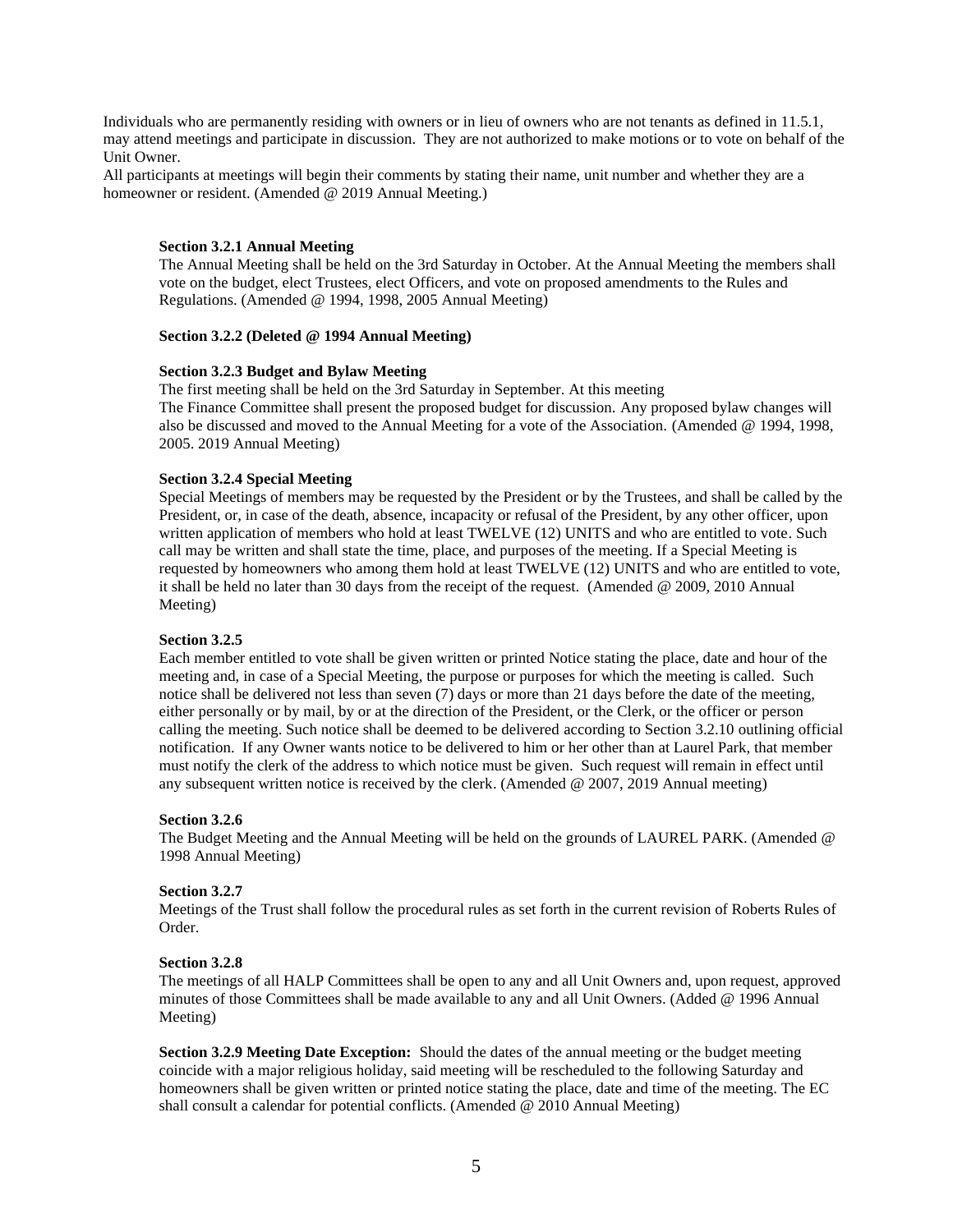Individuals who are permanently residing with owners or in lieu of owners who are not tenants as defined in 11.5.1, may attend meetings and participate in discussion. They are not authorized to make motions or to vote on behalf of the Unit Owner.
All participants at meetings will begin their comments by stating their name, unit number and whether they are a homeowner or resident. (Amended @ 2019 Annual Meeting.)

**Section 3.2.1 Annual Meeting**
The Annual Meeting shall be held on the 3rd Saturday in October. At the Annual Meeting the members shall vote on the budget, elect Trustees, elect Officers, and vote on proposed amendments to the Rules and Regulations. (Amended @ 1994, 1998, 2005 Annual Meeting)

**Section 3.2.2 (Deleted @ 1994 Annual Meeting)**

**Section 3.2.3 Budget and Bylaw Meeting**
The first meeting shall be held on the 3rd Saturday in September. At this meeting
The Finance Committee shall present the proposed budget for discussion. Any proposed bylaw changes will also be discussed and moved to the Annual Meeting for a vote of the Association. (Amended @ 1994, 1998, 2005. 2019 Annual Meeting)

**Section 3.2.4 Special Meeting**
Special Meetings of members may be requested by the President or by the Trustees, and shall be called by the President, or, in case of the death, absence, incapacity or refusal of the President, by any other officer, upon written application of members who hold at least TWELVE (12) UNITS and who are entitled to vote. Such call may be written and shall state the time, place, and purposes of the meeting. If a Special Meeting is requested by homeowners who among them hold at least TWELVE (12) UNITS and who are entitled to vote, it shall be held no later than 30 days from the receipt of the request. (Amended @ 2009, 2010 Annual Meeting)

**Section 3.2.5**
Each member entitled to vote shall be given written or printed Notice stating the place, date and hour of the meeting and, in case of a Special Meeting, the purpose or purposes for which the meeting is called. Such notice shall be delivered not less than seven (7) days or more than 21 days before the date of the meeting, either personally or by mail, by or at the direction of the President, or the Clerk, or the officer or person calling the meeting. Such notice shall be deemed to be delivered according to Section 3.2.10 outlining official notification. If any Owner wants notice to be delivered to him or her other than at Laurel Park, that member must notify the clerk of the address to which notice must be given. Such request will remain in effect until any subsequent written notice is received by the clerk. (Amended @ 2007, 2019 Annual meeting)

**Section 3.2.6**
The Budget Meeting and the Annual Meeting will be held on the grounds of LAUREL PARK. (Amended @ 1998 Annual Meeting)

**Section 3.2.7**
Meetings of the Trust shall follow the procedural rules as set forth in the current revision of Roberts Rules of Order.

**Section 3.2.8**
The meetings of all HALP Committees shall be open to any and all Unit Owners and, upon request, approved minutes of those Committees shall be made available to any and all Unit Owners. (Added @ 1996 Annual Meeting)

**Section 3.2.9 Meeting Date Exception:** Should the dates of the annual meeting or the budget meeting coincide with a major religious holiday, said meeting will be rescheduled to the following Saturday and homeowners shall be given written or printed notice stating the place, date and time of the meeting. The EC shall consult a calendar for potential conflicts. (Amended @ 2010 Annual Meeting)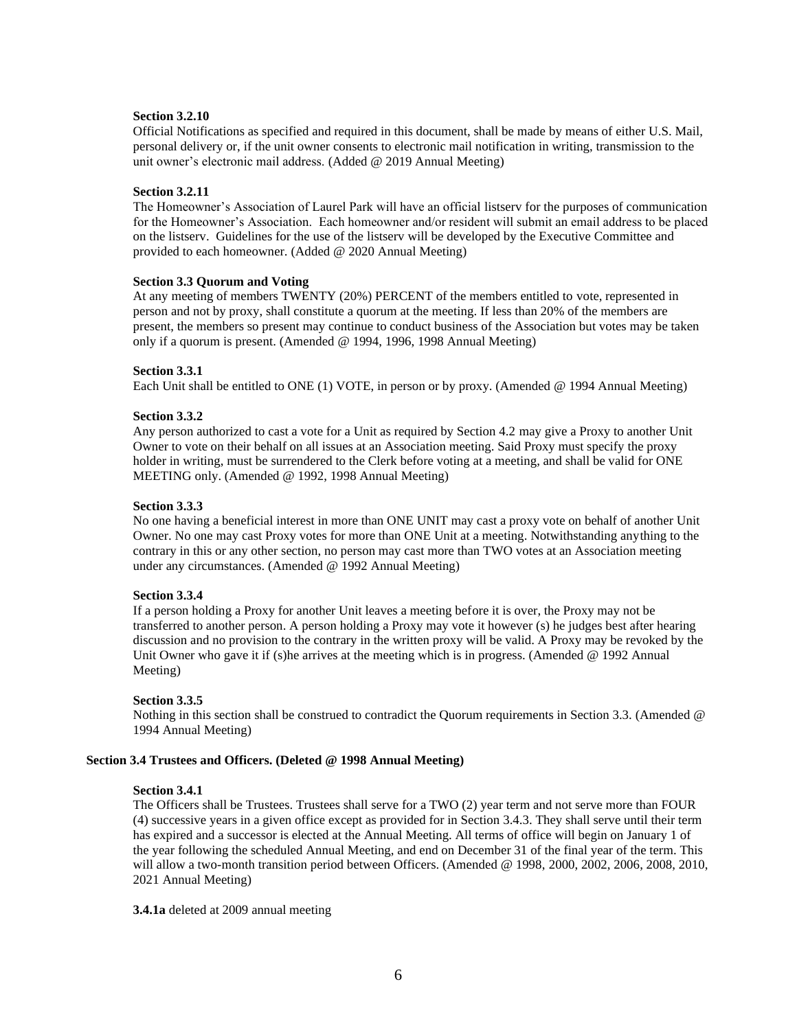**Section 3.2.10**
Official Notifications as specified and required in this document, shall be made by means of either U.S. Mail, personal delivery or, if the unit owner consents to electronic mail notification in writing, transmission to the unit owner's electronic mail address. (Added @ 2019 Annual Meeting)

**Section 3.2.11**
The Homeowner's Association of Laurel Park will have an official listserv for the purposes of communication for the Homeowner's Association. Each homeowner and/or resident will submit an email address to be placed on the listserv. Guidelines for the use of the listserv will be developed by the Executive Committee and provided to each homeowner. (Added @ 2020 Annual Meeting)

**Section 3.3 Quorum and Voting**
At any meeting of members TWENTY (20%) PERCENT of the members entitled to vote, represented in person and not by proxy, shall constitute a quorum at the meeting. If less than 20% of the members are present, the members so present may continue to conduct business of the Association but votes may be taken only if a quorum is present. (Amended @ 1994, 1996, 1998 Annual Meeting)

**Section 3.3.1**
Each Unit shall be entitled to ONE (1) VOTE, in person or by proxy. (Amended @ 1994 Annual Meeting)

**Section 3.3.2**
Any person authorized to cast a vote for a Unit as required by Section 4.2 may give a Proxy to another Unit Owner to vote on their behalf on all issues at an Association meeting. Said Proxy must specify the proxy holder in writing, must be surrendered to the Clerk before voting at a meeting, and shall be valid for ONE MEETING only. (Amended @ 1992, 1998 Annual Meeting)

**Section 3.3.3**
No one having a beneficial interest in more than ONE UNIT may cast a proxy vote on behalf of another Unit Owner. No one may cast Proxy votes for more than ONE Unit at a meeting. Notwithstanding anything to the contrary in this or any other section, no person may cast more than TWO votes at an Association meeting under any circumstances. (Amended @ 1992 Annual Meeting)

**Section 3.3.4**
If a person holding a Proxy for another Unit leaves a meeting before it is over, the Proxy may not be transferred to another person. A person holding a Proxy may vote it however (s) he judges best after hearing discussion and no provision to the contrary in the written proxy will be valid. A Proxy may be revoked by the Unit Owner who gave it if (s)he arrives at the meeting which is in progress. (Amended @ 1992 Annual Meeting)

**Section 3.3.5**
Nothing in this section shall be construed to contradict the Quorum requirements in Section 3.3. (Amended @ 1994 Annual Meeting)

**Section 3.4 Trustees and Officers. (Deleted @ 1998 Annual Meeting)**

**Section 3.4.1**
The Officers shall be Trustees. Trustees shall serve for a TWO (2) year term and not serve more than FOUR (4) successive years in a given office except as provided for in Section 3.4.3. They shall serve until their term has expired and a successor is elected at the Annual Meeting. All terms of office will begin on January 1 of the year following the scheduled Annual Meeting, and end on December 31 of the final year of the term. This will allow a two-month transition period between Officers. (Amended @ 1998, 2000, 2002, 2006, 2008, 2010, 2021 Annual Meeting)

**3.4.1a** deleted at 2009 annual meeting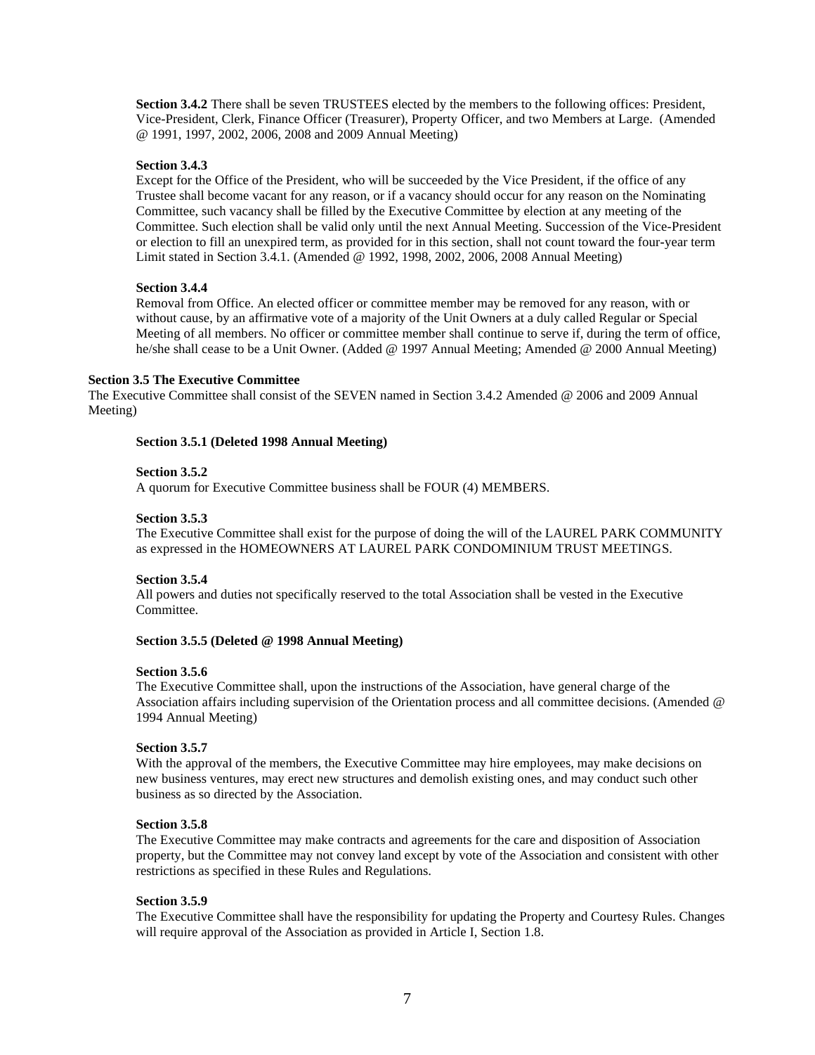**Section 3.4.2** There shall be seven TRUSTEES elected by the members to the following offices: President, Vice-President, Clerk, Finance Officer (Treasurer), Property Officer, and two Members at Large. (Amended @ 1991, 1997, 2002, 2006, 2008 and 2009 Annual Meeting)

**Section 3.4.3**

Except for the Office of the President, who will be succeeded by the Vice President, if the office of any Trustee shall become vacant for any reason, or if a vacancy should occur for any reason on the Nominating Committee, such vacancy shall be filled by the Executive Committee by election at any meeting of the Committee. Such election shall be valid only until the next Annual Meeting. Succession of the Vice-President or election to fill an unexpired term, as provided for in this section, shall not count toward the four-year term Limit stated in Section 3.4.1. (Amended @ 1992, 1998, 2002, 2006, 2008 Annual Meeting)

**Section 3.4.4**

Removal from Office. An elected officer or committee member may be removed for any reason, with or without cause, by an affirmative vote of a majority of the Unit Owners at a duly called Regular or Special Meeting of all members. No officer or committee member shall continue to serve if, during the term of office, he/she shall cease to be a Unit Owner. (Added @ 1997 Annual Meeting; Amended @ 2000 Annual Meeting)

**Section 3.5 The Executive Committee**

The Executive Committee shall consist of the SEVEN named in Section 3.4.2 Amended @ 2006 and 2009 Annual Meeting)

**Section 3.5.1 (Deleted 1998 Annual Meeting)**

**Section 3.5.2**

A quorum for Executive Committee business shall be FOUR (4) MEMBERS.

**Section 3.5.3**

The Executive Committee shall exist for the purpose of doing the will of the LAUREL PARK COMMUNITY as expressed in the HOMEOWNERS AT LAUREL PARK CONDOMINIUM TRUST MEETINGS.

**Section 3.5.4**

All powers and duties not specifically reserved to the total Association shall be vested in the Executive Committee.

**Section 3.5.5 (Deleted @ 1998 Annual Meeting)**

**Section 3.5.6**

The Executive Committee shall, upon the instructions of the Association, have general charge of the Association affairs including supervision of the Orientation process and all committee decisions. (Amended @ 1994 Annual Meeting)

**Section 3.5.7**

With the approval of the members, the Executive Committee may hire employees, may make decisions on new business ventures, may erect new structures and demolish existing ones, and may conduct such other business as so directed by the Association.

**Section 3.5.8**

The Executive Committee may make contracts and agreements for the care and disposition of Association property, but the Committee may not convey land except by vote of the Association and consistent with other restrictions as specified in these Rules and Regulations.

**Section 3.5.9**

The Executive Committee shall have the responsibility for updating the Property and Courtesy Rules. Changes will require approval of the Association as provided in Article I, Section 1.8.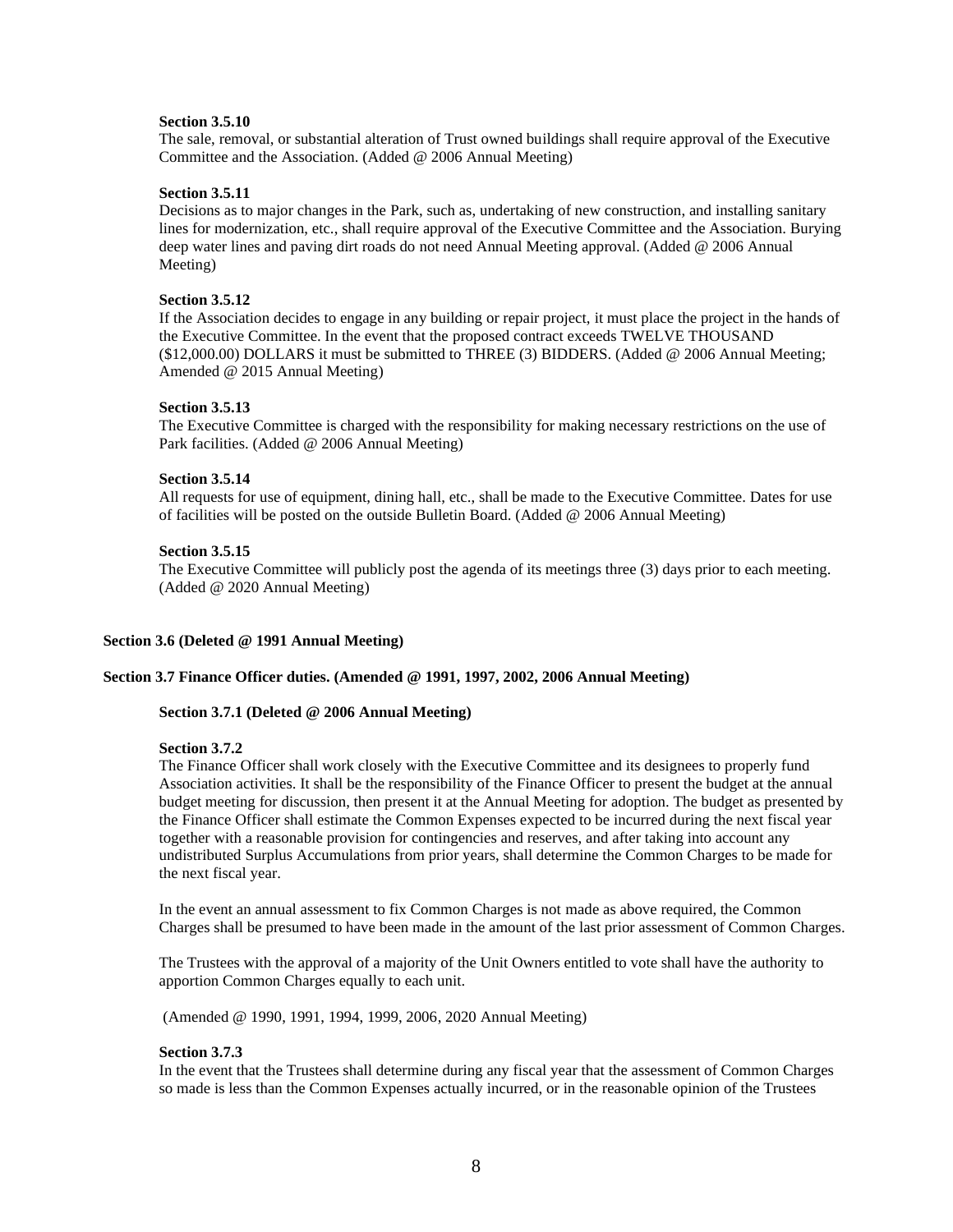**Section 3.5.10**

The sale, removal, or substantial alteration of Trust owned buildings shall require approval of the Executive Committee and the Association. (Added @ 2006 Annual Meeting)

**Section 3.5.11**

Decisions as to major changes in the Park, such as, undertaking of new construction, and installing sanitary lines for modernization, etc., shall require approval of the Executive Committee and the Association. Burying deep water lines and paving dirt roads do not need Annual Meeting approval. (Added @ 2006 Annual Meeting)

**Section 3.5.12**

If the Association decides to engage in any building or repair project, it must place the project in the hands of the Executive Committee. In the event that the proposed contract exceeds TWELVE THOUSAND ($12,000.00) DOLLARS it must be submitted to THREE (3) BIDDERS. (Added @ 2006 Annual Meeting; Amended @ 2015 Annual Meeting)

**Section 3.5.13**

The Executive Committee is charged with the responsibility for making necessary restrictions on the use of Park facilities. (Added @ 2006 Annual Meeting)

**Section 3.5.14**

All requests for use of equipment, dining hall, etc., shall be made to the Executive Committee. Dates for use of facilities will be posted on the outside Bulletin Board. (Added @ 2006 Annual Meeting)

**Section 3.5.15**

The Executive Committee will publicly post the agenda of its meetings three (3) days prior to each meeting. (Added @ 2020 Annual Meeting)

**Section 3.6 (Deleted @ 1991 Annual Meeting)**

**Section 3.7 Finance Officer duties. (Amended @ 1991, 1997, 2002, 2006 Annual Meeting)**

**Section 3.7.1 (Deleted @ 2006 Annual Meeting)**

**Section 3.7.2**

The Finance Officer shall work closely with the Executive Committee and its designees to properly fund Association activities. It shall be the responsibility of the Finance Officer to present the budget at the annual budget meeting for discussion, then present it at the Annual Meeting for adoption. The budget as presented by the Finance Officer shall estimate the Common Expenses expected to be incurred during the next fiscal year together with a reasonable provision for contingencies and reserves, and after taking into account any undistributed Surplus Accumulations from prior years, shall determine the Common Charges to be made for the next fiscal year.

In the event an annual assessment to fix Common Charges is not made as above required, the Common Charges shall be presumed to have been made in the amount of the last prior assessment of Common Charges.

The Trustees with the approval of a majority of the Unit Owners entitled to vote shall have the authority to apportion Common Charges equally to each unit.

(Amended @ 1990, 1991, 1994, 1999, 2006, 2020 Annual Meeting)

**Section 3.7.3**

In the event that the Trustees shall determine during any fiscal year that the assessment of Common Charges so made is less than the Common Expenses actually incurred, or in the reasonable opinion of the Trustees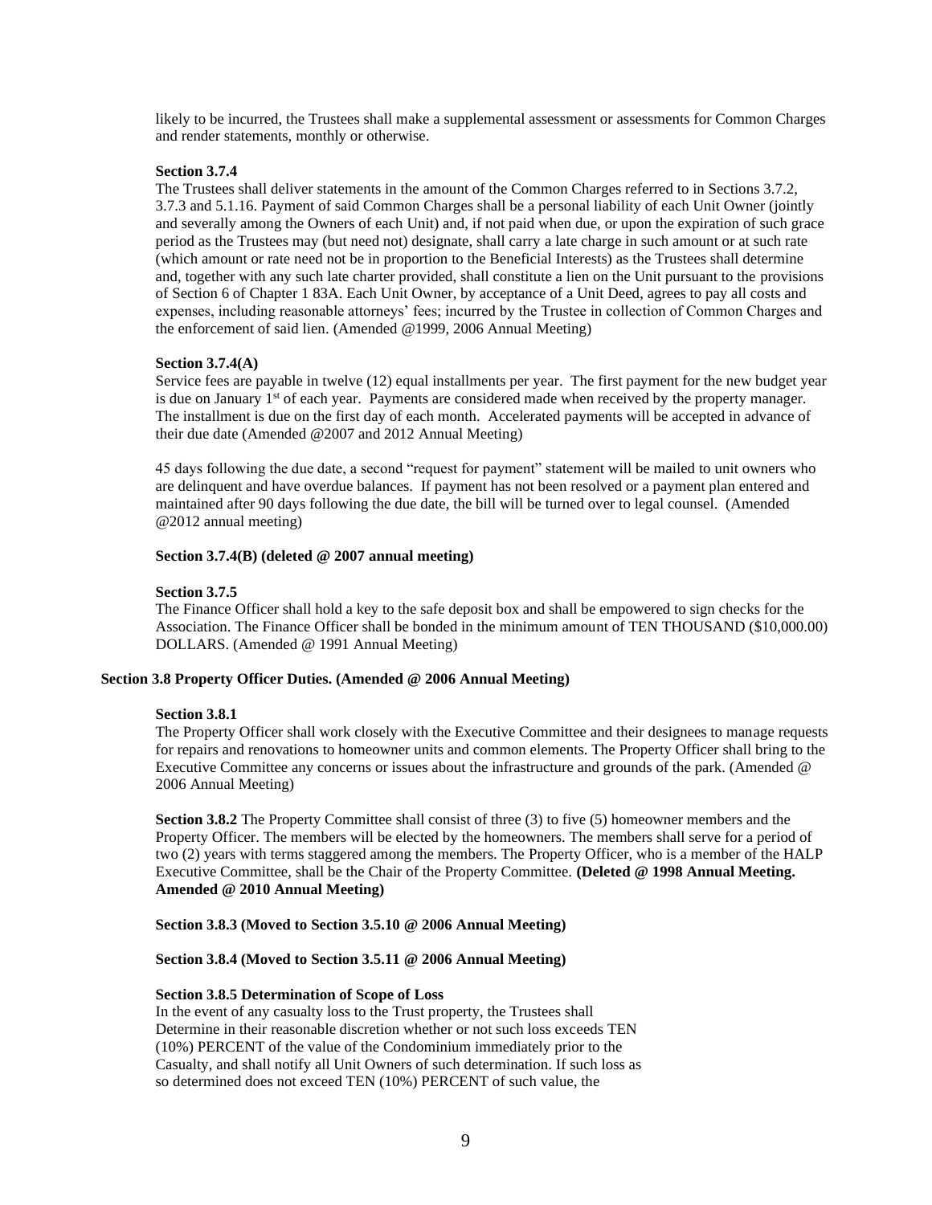likely to be incurred, the Trustees shall make a supplemental assessment or assessments for Common Charges and render statements, monthly or otherwise.

**Section 3.7.4**

The Trustees shall deliver statements in the amount of the Common Charges referred to in Sections 3.7.2, 3.7.3 and 5.1.16. Payment of said Common Charges shall be a personal liability of each Unit Owner (jointly and severally among the Owners of each Unit) and, if not paid when due, or upon the expiration of such grace period as the Trustees may (but need not) designate, shall carry a late charge in such amount or at such rate (which amount or rate need not be in proportion to the Beneficial Interests) as the Trustees shall determine and, together with any such late charter provided, shall constitute a lien on the Unit pursuant to the provisions of Section 6 of Chapter 1 83A. Each Unit Owner, by acceptance of a Unit Deed, agrees to pay all costs and expenses, including reasonable attorneys' fees; incurred by the Trustee in collection of Common Charges and the enforcement of said lien. (Amended @1999, 2006 Annual Meeting)

**Section 3.7.4(A)**

Service fees are payable in twelve (12) equal installments per year. The first payment for the new budget year is due on January 1st of each year. Payments are considered made when received by the property manager. The installment is due on the first day of each month. Accelerated payments will be accepted in advance of their due date (Amended @2007 and 2012 Annual Meeting)

45 days following the due date, a second "request for payment" statement will be mailed to unit owners who are delinquent and have overdue balances. If payment has not been resolved or a payment plan entered and maintained after 90 days following the due date, the bill will be turned over to legal counsel. (Amended @2012 annual meeting)

**Section 3.7.4(B) (deleted @ 2007 annual meeting)**

**Section 3.7.5**

The Finance Officer shall hold a key to the safe deposit box and shall be empowered to sign checks for the Association. The Finance Officer shall be bonded in the minimum amount of TEN THOUSAND ($10,000.00) DOLLARS. (Amended @ 1991 Annual Meeting)

**Section 3.8 Property Officer Duties. (Amended @ 2006 Annual Meeting)**

**Section 3.8.1**

The Property Officer shall work closely with the Executive Committee and their designees to manage requests for repairs and renovations to homeowner units and common elements. The Property Officer shall bring to the Executive Committee any concerns or issues about the infrastructure and grounds of the park. (Amended @ 2006 Annual Meeting)

**Section 3.8.2** The Property Committee shall consist of three (3) to five (5) homeowner members and the Property Officer. The members will be elected by the homeowners. The members shall serve for a period of two (2) years with terms staggered among the members. The Property Officer, who is a member of the HALP Executive Committee, shall be the Chair of the Property Committee. **(Deleted @ 1998 Annual Meeting. Amended @ 2010 Annual Meeting)**

**Section 3.8.3 (Moved to Section 3.5.10 @ 2006 Annual Meeting)**

**Section 3.8.4 (Moved to Section 3.5.11 @ 2006 Annual Meeting)**

**Section 3.8.5 Determination of Scope of Loss**

In the event of any casualty loss to the Trust property, the Trustees shall Determine in their reasonable discretion whether or not such loss exceeds TEN (10%) PERCENT of the value of the Condominium immediately prior to the Casualty, and shall notify all Unit Owners of such determination. If such loss as so determined does not exceed TEN (10%) PERCENT of such value, the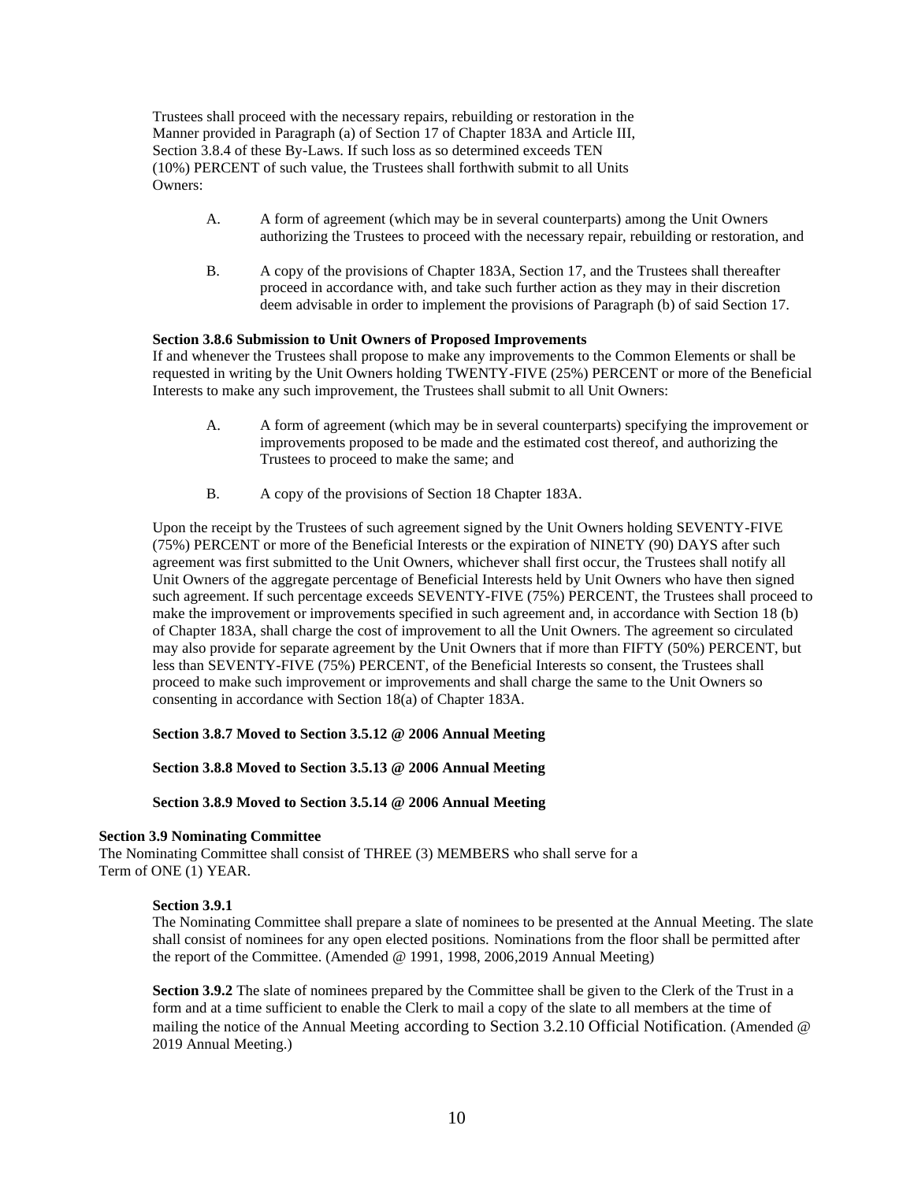Trustees shall proceed with the necessary repairs, rebuilding or restoration in the Manner provided in Paragraph (a) of Section 17 of Chapter 183A and Article III, Section 3.8.4 of these By-Laws. If such loss as so determined exceeds TEN (10%) PERCENT of such value, the Trustees shall forthwith submit to all Units Owners:

A. A form of agreement (which may be in several counterparts) among the Unit Owners authorizing the Trustees to proceed with the necessary repair, rebuilding or restoration, and

B. A copy of the provisions of Chapter 183A, Section 17, and the Trustees shall thereafter proceed in accordance with, and take such further action as they may in their discretion deem advisable in order to implement the provisions of Paragraph (b) of said Section 17.

**Section 3.8.6 Submission to Unit Owners of Proposed Improvements**
If and whenever the Trustees shall propose to make any improvements to the Common Elements or shall be requested in writing by the Unit Owners holding TWENTY-FIVE (25%) PERCENT or more of the Beneficial Interests to make any such improvement, the Trustees shall submit to all Unit Owners:

A. A form of agreement (which may be in several counterparts) specifying the improvement or improvements proposed to be made and the estimated cost thereof, and authorizing the Trustees to proceed to make the same; and

B. A copy of the provisions of Section 18 Chapter 183A.

Upon the receipt by the Trustees of such agreement signed by the Unit Owners holding SEVENTY-FIVE (75%) PERCENT or more of the Beneficial Interests or the expiration of NINETY (90) DAYS after such agreement was first submitted to the Unit Owners, whichever shall first occur, the Trustees shall notify all Unit Owners of the aggregate percentage of Beneficial Interests held by Unit Owners who have then signed such agreement. If such percentage exceeds SEVENTY-FIVE (75%) PERCENT, the Trustees shall proceed to make the improvement or improvements specified in such agreement and, in accordance with Section 18 (b) of Chapter 183A, shall charge the cost of improvement to all the Unit Owners. The agreement so circulated may also provide for separate agreement by the Unit Owners that if more than FIFTY (50%) PERCENT, but less than SEVENTY-FIVE (75%) PERCENT, of the Beneficial Interests so consent, the Trustees shall proceed to make such improvement or improvements and shall charge the same to the Unit Owners so consenting in accordance with Section 18(a) of Chapter 183A.

**Section 3.8.7 Moved to Section 3.5.12 @ 2006 Annual Meeting**

**Section 3.8.8 Moved to Section 3.5.13 @ 2006 Annual Meeting**

**Section 3.8.9 Moved to Section 3.5.14 @ 2006 Annual Meeting**

**Section 3.9 Nominating Committee**
The Nominating Committee shall consist of THREE (3) MEMBERS who shall serve for a Term of ONE (1) YEAR.

**Section 3.9.1**
The Nominating Committee shall prepare a slate of nominees to be presented at the Annual Meeting. The slate shall consist of nominees for any open elected positions. Nominations from the floor shall be permitted after the report of the Committee. (Amended @ 1991, 1998, 2006,2019 Annual Meeting)

**Section 3.9.2** The slate of nominees prepared by the Committee shall be given to the Clerk of the Trust in a form and at a time sufficient to enable the Clerk to mail a copy of the slate to all members at the time of mailing the notice of the Annual Meeting according to Section 3.2.10 Official Notification. (Amended @ 2019 Annual Meeting.)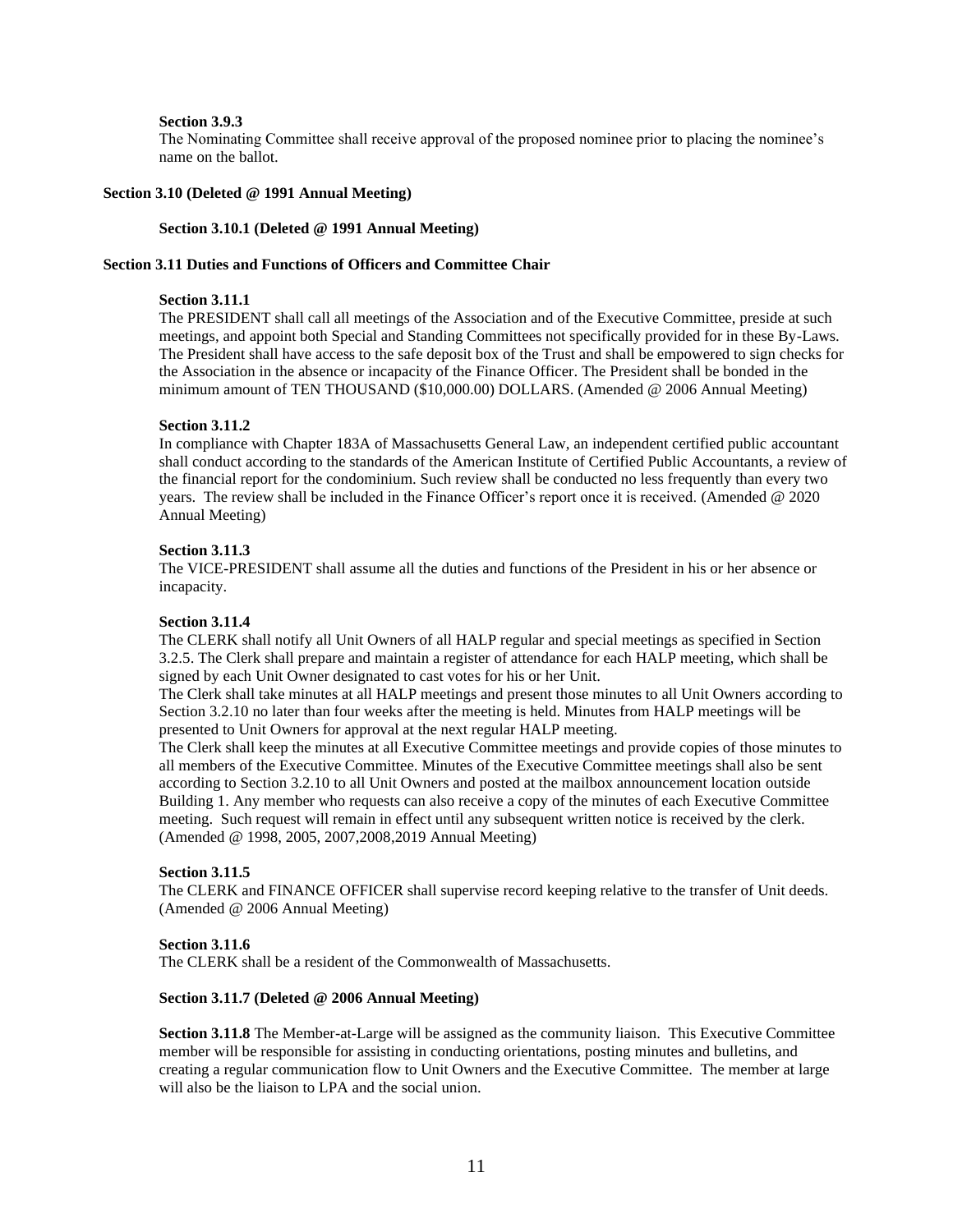**Section 3.9.3**
The Nominating Committee shall receive approval of the proposed nominee prior to placing the nominee's name on the ballot.

**Section 3.10 (Deleted @ 1991 Annual Meeting)**

**Section 3.10.1 (Deleted @ 1991 Annual Meeting)**

**Section 3.11 Duties and Functions of Officers and Committee Chair**

**Section 3.11.1**
The PRESIDENT shall call all meetings of the Association and of the Executive Committee, preside at such meetings, and appoint both Special and Standing Committees not specifically provided for in these By-Laws. The President shall have access to the safe deposit box of the Trust and shall be empowered to sign checks for the Association in the absence or incapacity of the Finance Officer. The President shall be bonded in the minimum amount of TEN THOUSAND ($10,000.00) DOLLARS. (Amended @ 2006 Annual Meeting)

**Section 3.11.2**
In compliance with Chapter 183A of Massachusetts General Law, an independent certified public accountant shall conduct according to the standards of the American Institute of Certified Public Accountants, a review of the financial report for the condominium. Such review shall be conducted no less frequently than every two years. The review shall be included in the Finance Officer's report once it is received. (Amended @ 2020 Annual Meeting)

**Section 3.11.3**
The VICE-PRESIDENT shall assume all the duties and functions of the President in his or her absence or incapacity.

**Section 3.11.4**
The CLERK shall notify all Unit Owners of all HALP regular and special meetings as specified in Section 3.2.5. The Clerk shall prepare and maintain a register of attendance for each HALP meeting, which shall be signed by each Unit Owner designated to cast votes for his or her Unit.
The Clerk shall take minutes at all HALP meetings and present those minutes to all Unit Owners according to Section 3.2.10 no later than four weeks after the meeting is held. Minutes from HALP meetings will be presented to Unit Owners for approval at the next regular HALP meeting.
The Clerk shall keep the minutes at all Executive Committee meetings and provide copies of those minutes to all members of the Executive Committee. Minutes of the Executive Committee meetings shall also be sent according to Section 3.2.10 to all Unit Owners and posted at the mailbox announcement location outside Building 1. Any member who requests can also receive a copy of the minutes of each Executive Committee meeting. Such request will remain in effect until any subsequent written notice is received by the clerk. (Amended @ 1998, 2005, 2007,2008,2019 Annual Meeting)

**Section 3.11.5**
The CLERK and FINANCE OFFICER shall supervise record keeping relative to the transfer of Unit deeds. (Amended @ 2006 Annual Meeting)

**Section 3.11.6**
The CLERK shall be a resident of the Commonwealth of Massachusetts.

**Section 3.11.7 (Deleted @ 2006 Annual Meeting)**

**Section 3.11.8** The Member-at-Large will be assigned as the community liaison. This Executive Committee member will be responsible for assisting in conducting orientations, posting minutes and bulletins, and creating a regular communication flow to Unit Owners and the Executive Committee. The member at large will also be the liaison to LPA and the social union.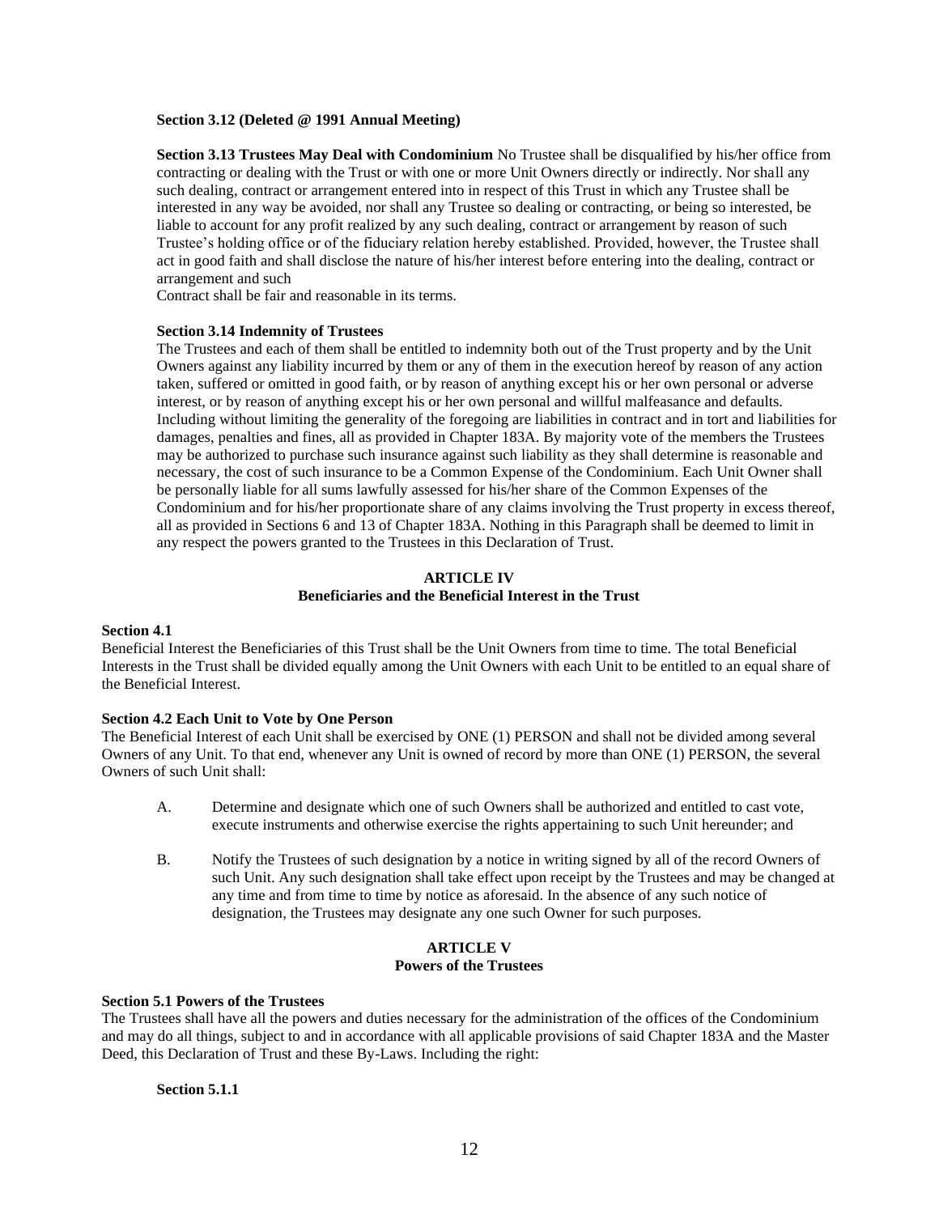**Section 3.12 (Deleted @ 1991 Annual Meeting)**

**Section 3.13 Trustees May Deal with Condominium** No Trustee shall be disqualified by his/her office from contracting or dealing with the Trust or with one or more Unit Owners directly or indirectly. Nor shall any such dealing, contract or arrangement entered into in respect of this Trust in which any Trustee shall be interested in any way be avoided, nor shall any Trustee so dealing or contracting, or being so interested, be liable to account for any profit realized by any such dealing, contract or arrangement by reason of such Trustee's holding office or of the fiduciary relation hereby established. Provided, however, the Trustee shall act in good faith and shall disclose the nature of his/her interest before entering into the dealing, contract or arrangement and such
Contract shall be fair and reasonable in its terms.

**Section 3.14 Indemnity of Trustees**
The Trustees and each of them shall be entitled to indemnity both out of the Trust property and by the Unit Owners against any liability incurred by them or any of them in the execution hereof by reason of any action taken, suffered or omitted in good faith, or by reason of anything except his or her own personal or adverse interest, or by reason of anything except his or her own personal and willful malfeasance and defaults. Including without limiting the generality of the foregoing are liabilities in contract and in tort and liabilities for damages, penalties and fines, all as provided in Chapter 183A. By majority vote of the members the Trustees may be authorized to purchase such insurance against such liability as they shall determine is reasonable and necessary, the cost of such insurance to be a Common Expense of the Condominium. Each Unit Owner shall be personally liable for all sums lawfully assessed for his/her share of the Common Expenses of the Condominium and for his/her proportionate share of any claims involving the Trust property in excess thereof, all as provided in Sections 6 and 13 of Chapter 183A. Nothing in this Paragraph shall be deemed to limit in any respect the powers granted to the Trustees in this Declaration of Trust.

## ARTICLE IV
## Beneficiaries and the Beneficial Interest in the Trust

**Section 4.1**
Beneficial Interest the Beneficiaries of this Trust shall be the Unit Owners from time to time. The total Beneficial Interests in the Trust shall be divided equally among the Unit Owners with each Unit to be entitled to an equal share of the Beneficial Interest.

**Section 4.2 Each Unit to Vote by One Person**
The Beneficial Interest of each Unit shall be exercised by ONE (1) PERSON and shall not be divided among several Owners of any Unit. To that end, whenever any Unit is owned of record by more than ONE (1) PERSON, the several Owners of such Unit shall:

A. Determine and designate which one of such Owners shall be authorized and entitled to cast vote, execute instruments and otherwise exercise the rights appertaining to such Unit hereunder; and

B. Notify the Trustees of such designation by a notice in writing signed by all of the record Owners of such Unit. Any such designation shall take effect upon receipt by the Trustees and may be changed at any time and from time to time by notice as aforesaid. In the absence of any such notice of designation, the Trustees may designate any one such Owner for such purposes.

## ARTICLE V
## Powers of the Trustees

**Section 5.1 Powers of the Trustees**
The Trustees shall have all the powers and duties necessary for the administration of the offices of the Condominium and may do all things, subject to and in accordance with all applicable provisions of said Chapter 183A and the Master Deed, this Declaration of Trust and these By-Laws. Including the right:

**Section 5.1.1**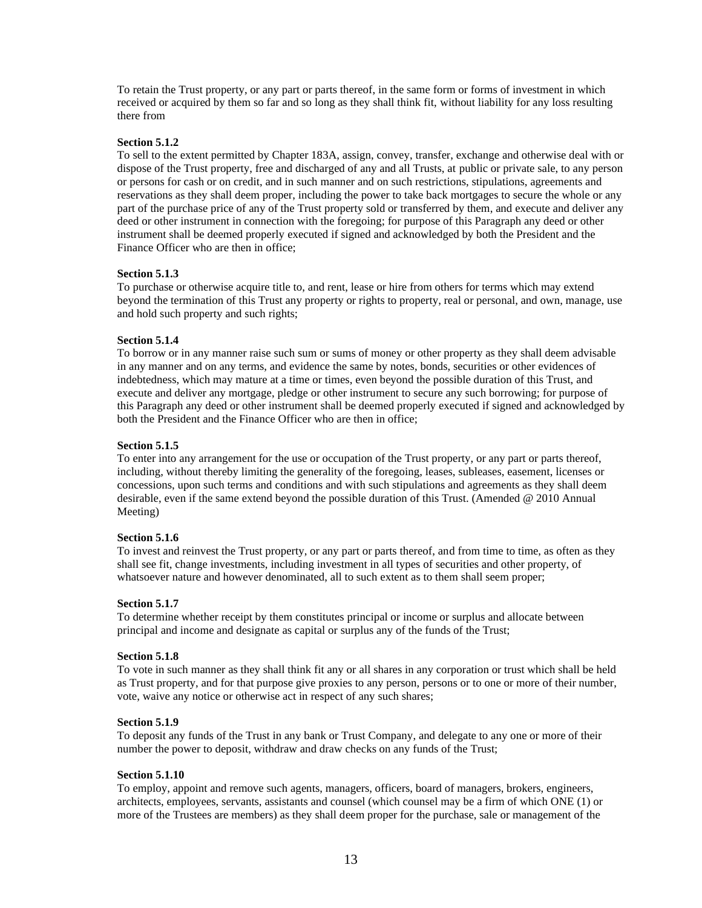To retain the Trust property, or any part or parts thereof, in the same form or forms of investment in which received or acquired by them so far and so long as they shall think fit, without liability for any loss resulting there from

**Section 5.1.2**
To sell to the extent permitted by Chapter 183A, assign, convey, transfer, exchange and otherwise deal with or dispose of the Trust property, free and discharged of any and all Trusts, at public or private sale, to any person or persons for cash or on credit, and in such manner and on such restrictions, stipulations, agreements and reservations as they shall deem proper, including the power to take back mortgages to secure the whole or any part of the purchase price of any of the Trust property sold or transferred by them, and execute and deliver any deed or other instrument in connection with the foregoing; for purpose of this Paragraph any deed or other instrument shall be deemed properly executed if signed and acknowledged by both the President and the Finance Officer who are then in office;

**Section 5.1.3**
To purchase or otherwise acquire title to, and rent, lease or hire from others for terms which may extend beyond the termination of this Trust any property or rights to property, real or personal, and own, manage, use and hold such property and such rights;

**Section 5.1.4**
To borrow or in any manner raise such sum or sums of money or other property as they shall deem advisable in any manner and on any terms, and evidence the same by notes, bonds, securities or other evidences of indebtedness, which may mature at a time or times, even beyond the possible duration of this Trust, and execute and deliver any mortgage, pledge or other instrument to secure any such borrowing; for purpose of this Paragraph any deed or other instrument shall be deemed properly executed if signed and acknowledged by both the President and the Finance Officer who are then in office;

**Section 5.1.5**
To enter into any arrangement for the use or occupation of the Trust property, or any part or parts thereof, including, without thereby limiting the generality of the foregoing, leases, subleases, easement, licenses or concessions, upon such terms and conditions and with such stipulations and agreements as they shall deem desirable, even if the same extend beyond the possible duration of this Trust. (Amended @ 2010 Annual Meeting)

**Section 5.1.6**
To invest and reinvest the Trust property, or any part or parts thereof, and from time to time, as often as they shall see fit, change investments, including investment in all types of securities and other property, of whatsoever nature and however denominated, all to such extent as to them shall seem proper;

**Section 5.1.7**
To determine whether receipt by them constitutes principal or income or surplus and allocate between principal and income and designate as capital or surplus any of the funds of the Trust;

**Section 5.1.8**
To vote in such manner as they shall think fit any or all shares in any corporation or trust which shall be held as Trust property, and for that purpose give proxies to any person, persons or to one or more of their number, vote, waive any notice or otherwise act in respect of any such shares;

**Section 5.1.9**
To deposit any funds of the Trust in any bank or Trust Company, and delegate to any one or more of their number the power to deposit, withdraw and draw checks on any funds of the Trust;

**Section 5.1.10**
To employ, appoint and remove such agents, managers, officers, board of managers, brokers, engineers, architects, employees, servants, assistants and counsel (which counsel may be a firm of which ONE (1) or more of the Trustees are members) as they shall deem proper for the purchase, sale or management of the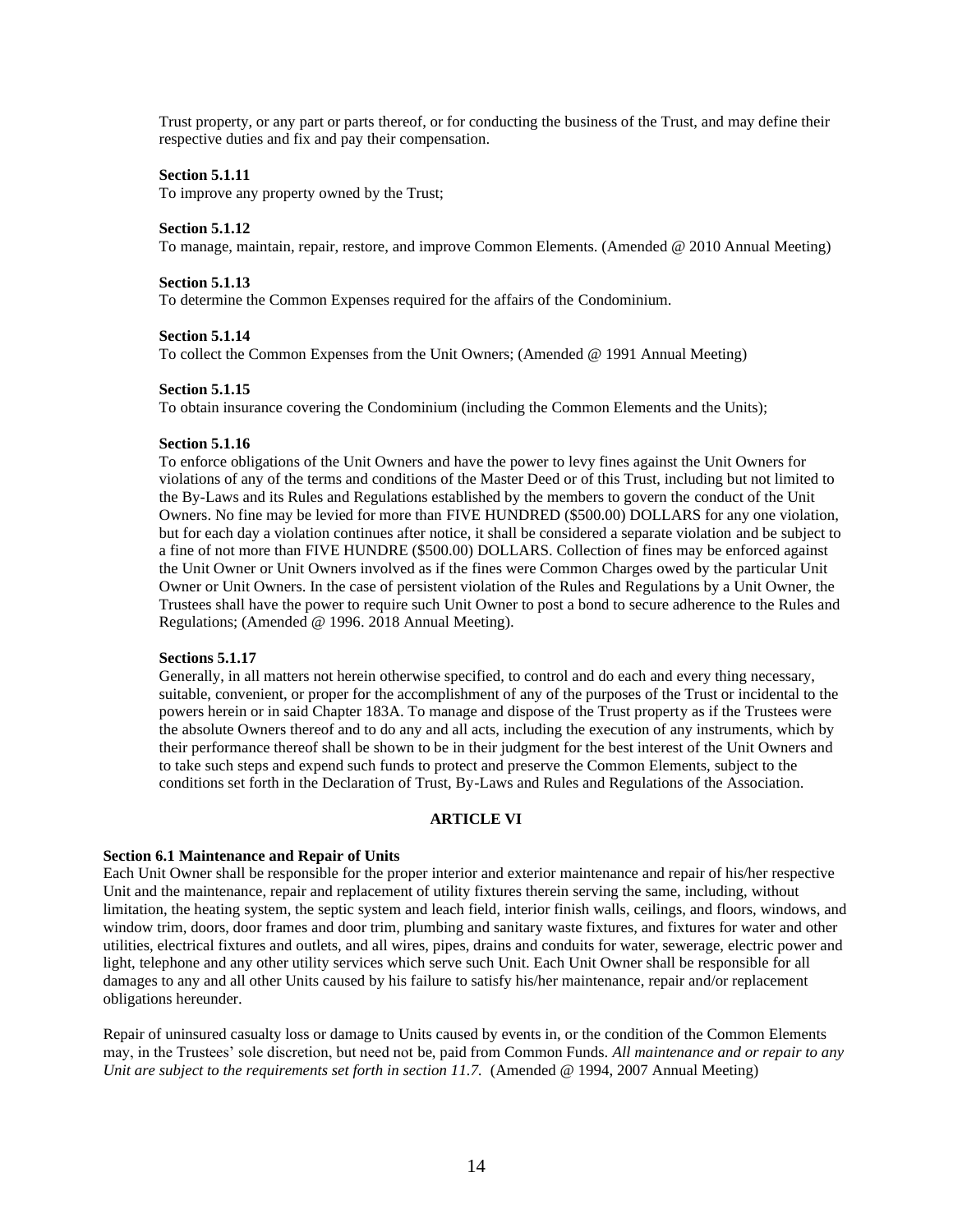Trust property, or any part or parts thereof, or for conducting the business of the Trust, and may define their respective duties and fix and pay their compensation.

**Section 5.1.11**
To improve any property owned by the Trust;

**Section 5.1.12**
To manage, maintain, repair, restore, and improve Common Elements. (Amended @ 2010 Annual Meeting)

**Section 5.1.13**
To determine the Common Expenses required for the affairs of the Condominium.

**Section 5.1.14**
To collect the Common Expenses from the Unit Owners; (Amended @ 1991 Annual Meeting)

**Section 5.1.15**
To obtain insurance covering the Condominium (including the Common Elements and the Units);

**Section 5.1.16**
To enforce obligations of the Unit Owners and have the power to levy fines against the Unit Owners for violations of any of the terms and conditions of the Master Deed or of this Trust, including but not limited to the By-Laws and its Rules and Regulations established by the members to govern the conduct of the Unit Owners. No fine may be levied for more than FIVE HUNDRED ($500.00) DOLLARS for any one violation, but for each day a violation continues after notice, it shall be considered a separate violation and be subject to a fine of not more than FIVE HUNDRE ($500.00) DOLLARS. Collection of fines may be enforced against the Unit Owner or Unit Owners involved as if the fines were Common Charges owed by the particular Unit Owner or Unit Owners. In the case of persistent violation of the Rules and Regulations by a Unit Owner, the Trustees shall have the power to require such Unit Owner to post a bond to secure adherence to the Rules and Regulations; (Amended @ 1996. 2018 Annual Meeting).

**Sections 5.1.17**
Generally, in all matters not herein otherwise specified, to control and do each and every thing necessary, suitable, convenient, or proper for the accomplishment of any of the purposes of the Trust or incidental to the powers herein or in said Chapter 183A. To manage and dispose of the Trust property as if the Trustees were the absolute Owners thereof and to do any and all acts, including the execution of any instruments, which by their performance thereof shall be shown to be in their judgment for the best interest of the Unit Owners and to take such steps and expend such funds to protect and preserve the Common Elements, subject to the conditions set forth in the Declaration of Trust, By-Laws and Rules and Regulations of the Association.

## ARTICLE VI

**Section 6.1 Maintenance and Repair of Units**
Each Unit Owner shall be responsible for the proper interior and exterior maintenance and repair of his/her respective Unit and the maintenance, repair and replacement of utility fixtures therein serving the same, including, without limitation, the heating system, the septic system and leach field, interior finish walls, ceilings, and floors, windows, and window trim, doors, door frames and door trim, plumbing and sanitary waste fixtures, and fixtures for water and other utilities, electrical fixtures and outlets, and all wires, pipes, drains and conduits for water, sewerage, electric power and light, telephone and any other utility services which serve such Unit. Each Unit Owner shall be responsible for all damages to any and all other Units caused by his failure to satisfy his/her maintenance, repair and/or replacement obligations hereunder.

Repair of uninsured casualty loss or damage to Units caused by events in, or the condition of the Common Elements may, in the Trustees' sole discretion, but need not be, paid from Common Funds. *All maintenance and or repair to any Unit are subject to the requirements set forth in section 11.7.* (Amended @ 1994, 2007 Annual Meeting)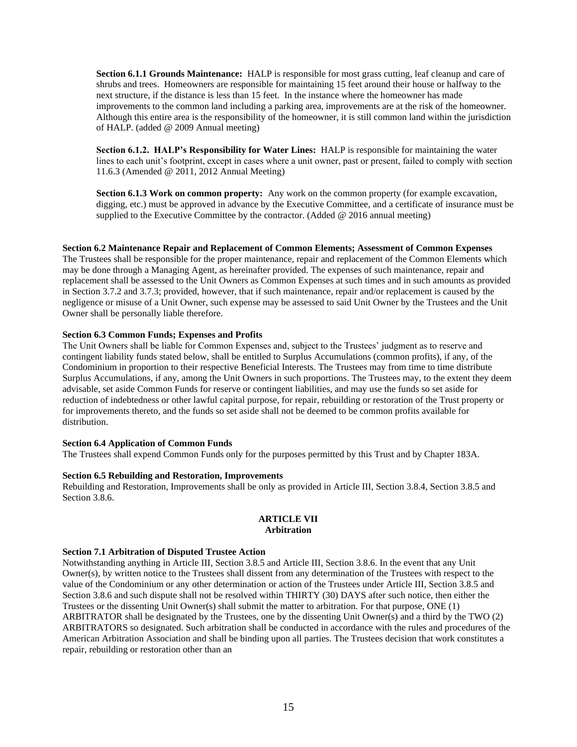**Section 6.1.1 Grounds Maintenance:** HALP is responsible for most grass cutting, leaf cleanup and care of shrubs and trees. Homeowners are responsible for maintaining 15 feet around their house or halfway to the next structure, if the distance is less than 15 feet. In the instance where the homeowner has made improvements to the common land including a parking area, improvements are at the risk of the homeowner. Although this entire area is the responsibility of the homeowner, it is still common land within the jurisdiction of HALP. (added @ 2009 Annual meeting)

**Section 6.1.2. HALP's Responsibility for Water Lines:** HALP is responsible for maintaining the water lines to each unit's footprint, except in cases where a unit owner, past or present, failed to comply with section 11.6.3 (Amended @ 2011, 2012 Annual Meeting)

**Section 6.1.3 Work on common property:** Any work on the common property (for example excavation, digging, etc.) must be approved in advance by the Executive Committee, and a certificate of insurance must be supplied to the Executive Committee by the contractor. (Added @ 2016 annual meeting)

**Section 6.2 Maintenance Repair and Replacement of Common Elements; Assessment of Common Expenses**

The Trustees shall be responsible for the proper maintenance, repair and replacement of the Common Elements which may be done through a Managing Agent, as hereinafter provided. The expenses of such maintenance, repair and replacement shall be assessed to the Unit Owners as Common Expenses at such times and in such amounts as provided in Section 3.7.2 and 3.7.3; provided, however, that if such maintenance, repair and/or replacement is caused by the negligence or misuse of a Unit Owner, such expense may be assessed to said Unit Owner by the Trustees and the Unit Owner shall be personally liable therefore.

**Section 6.3 Common Funds; Expenses and Profits**

The Unit Owners shall be liable for Common Expenses and, subject to the Trustees' judgment as to reserve and contingent liability funds stated below, shall be entitled to Surplus Accumulations (common profits), if any, of the Condominium in proportion to their respective Beneficial Interests. The Trustees may from time to time distribute Surplus Accumulations, if any, among the Unit Owners in such proportions. The Trustees may, to the extent they deem advisable, set aside Common Funds for reserve or contingent liabilities, and may use the funds so set aside for reduction of indebtedness or other lawful capital purpose, for repair, rebuilding or restoration of the Trust property or for improvements thereto, and the funds so set aside shall not be deemed to be common profits available for distribution.

**Section 6.4 Application of Common Funds**

The Trustees shall expend Common Funds only for the purposes permitted by this Trust and by Chapter 183A.

**Section 6.5 Rebuilding and Restoration, Improvements**

Rebuilding and Restoration, Improvements shall be only as provided in Article III, Section 3.8.4, Section 3.8.5 and Section 3.8.6.

## ARTICLE VII
## Arbitration

**Section 7.1 Arbitration of Disputed Trustee Action**

Notwithstanding anything in Article III, Section 3.8.5 and Article III, Section 3.8.6. In the event that any Unit Owner(s), by written notice to the Trustees shall dissent from any determination of the Trustees with respect to the value of the Condominium or any other determination or action of the Trustees under Article III, Section 3.8.5 and Section 3.8.6 and such dispute shall not be resolved within THIRTY (30) DAYS after such notice, then either the Trustees or the dissenting Unit Owner(s) shall submit the matter to arbitration. For that purpose, ONE (1) ARBITRATOR shall be designated by the Trustees, one by the dissenting Unit Owner(s) and a third by the TWO (2) ARBITRATORS so designated. Such arbitration shall be conducted in accordance with the rules and procedures of the American Arbitration Association and shall be binding upon all parties. The Trustees decision that work constitutes a repair, rebuilding or restoration other than an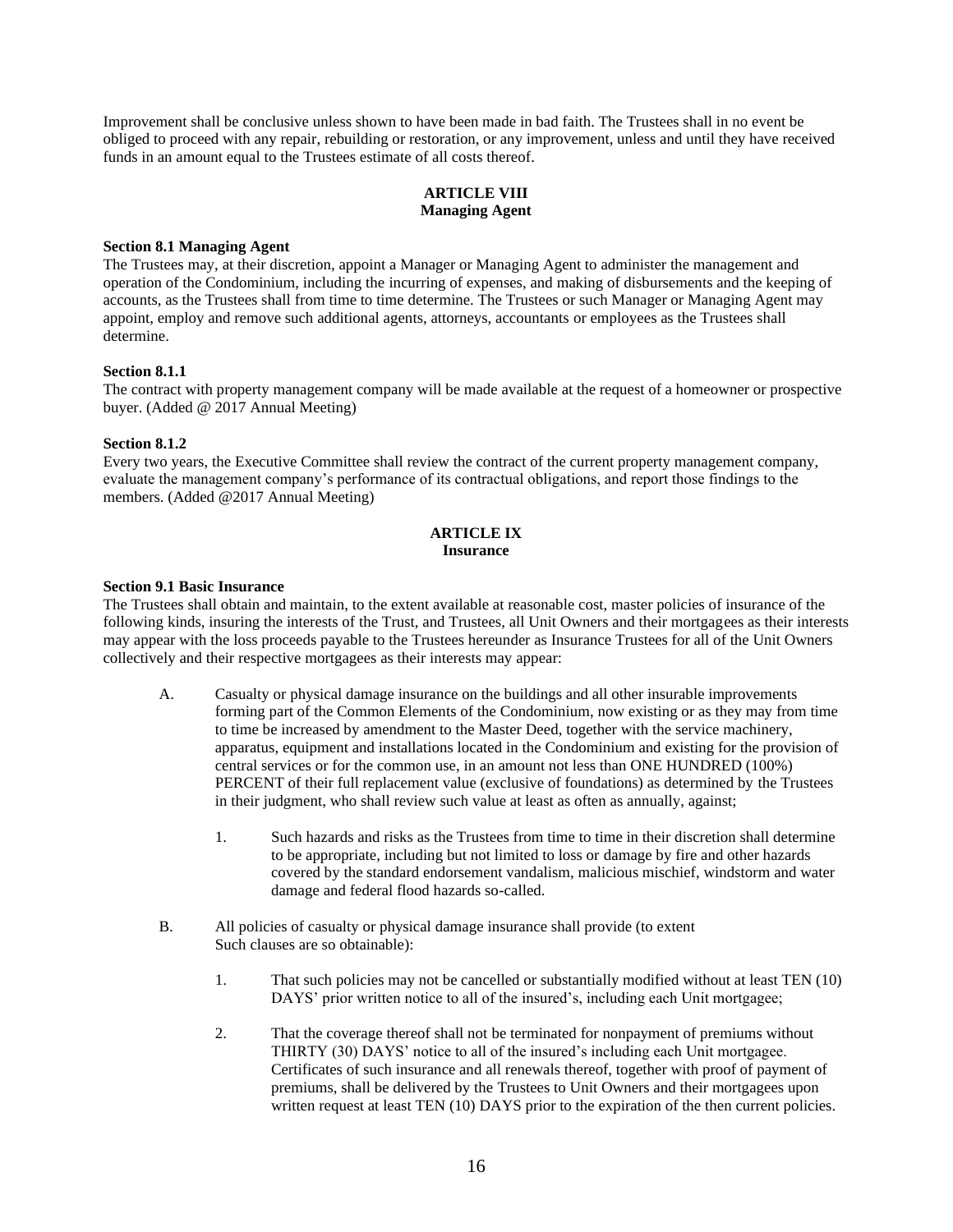Improvement shall be conclusive unless shown to have been made in bad faith. The Trustees shall in no event be obliged to proceed with any repair, rebuilding or restoration, or any improvement, unless and until they have received funds in an amount equal to the Trustees estimate of all costs thereof.

## ARTICLE VIII
## Managing Agent

**Section 8.1 Managing Agent**
The Trustees may, at their discretion, appoint a Manager or Managing Agent to administer the management and operation of the Condominium, including the incurring of expenses, and making of disbursements and the keeping of accounts, as the Trustees shall from time to time determine. The Trustees or such Manager or Managing Agent may appoint, employ and remove such additional agents, attorneys, accountants or employees as the Trustees shall determine.

**Section 8.1.1**
The contract with property management company will be made available at the request of a homeowner or prospective buyer. (Added @ 2017 Annual Meeting)

**Section 8.1.2**
Every two years, the Executive Committee shall review the contract of the current property management company, evaluate the management company's performance of its contractual obligations, and report those findings to the members. (Added @2017 Annual Meeting)

## ARTICLE IX
## Insurance

**Section 9.1 Basic Insurance**
The Trustees shall obtain and maintain, to the extent available at reasonable cost, master policies of insurance of the following kinds, insuring the interests of the Trust, and Trustees, all Unit Owners and their mortgagees as their interests may appear with the loss proceeds payable to the Trustees hereunder as Insurance Trustees for all of the Unit Owners collectively and their respective mortgagees as their interests may appear:

A. Casualty or physical damage insurance on the buildings and all other insurable improvements forming part of the Common Elements of the Condominium, now existing or as they may from time to time be increased by amendment to the Master Deed, together with the service machinery, apparatus, equipment and installations located in the Condominium and existing for the provision of central services or for the common use, in an amount not less than ONE HUNDRED (100%) PERCENT of their full replacement value (exclusive of foundations) as determined by the Trustees in their judgment, who shall review such value at least as often as annually, against;

   1. Such hazards and risks as the Trustees from time to time in their discretion shall determine to be appropriate, including but not limited to loss or damage by fire and other hazards covered by the standard endorsement vandalism, malicious mischief, windstorm and water damage and federal flood hazards so-called.

B. All policies of casualty or physical damage insurance shall provide (to extent Such clauses are so obtainable):

   1. That such policies may not be cancelled or substantially modified without at least TEN (10) DAYS' prior written notice to all of the insured's, including each Unit mortgagee;

   2. That the coverage thereof shall not be terminated for nonpayment of premiums without THIRTY (30) DAYS' notice to all of the insured's including each Unit mortgagee. Certificates of such insurance and all renewals thereof, together with proof of payment of premiums, shall be delivered by the Trustees to Unit Owners and their mortgagees upon written request at least TEN (10) DAYS prior to the expiration of the then current policies.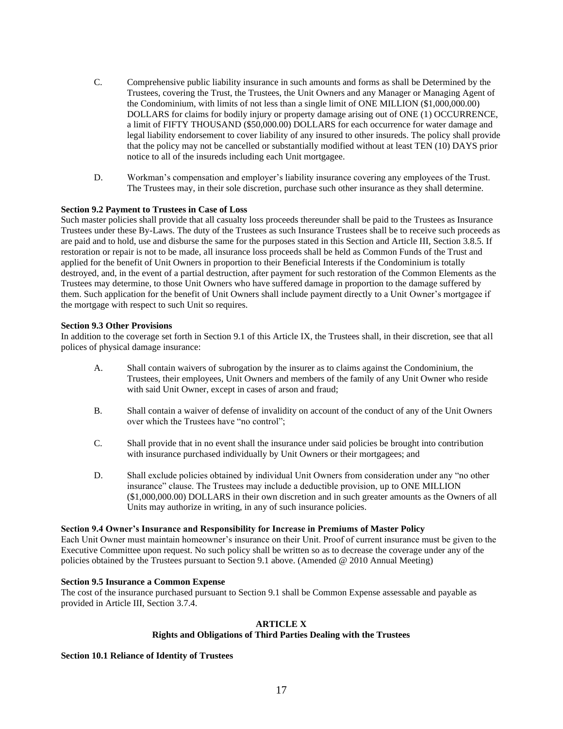C. Comprehensive public liability insurance in such amounts and forms as shall be Determined by the Trustees, covering the Trust, the Trustees, the Unit Owners and any Manager or Managing Agent of the Condominium, with limits of not less than a single limit of ONE MILLION ($1,000,000.00) DOLLARS for claims for bodily injury or property damage arising out of ONE (1) OCCURRENCE, a limit of FIFTY THOUSAND ($50,000.00) DOLLARS for each occurrence for water damage and legal liability endorsement to cover liability of any insured to other insureds. The policy shall provide that the policy may not be cancelled or substantially modified without at least TEN (10) DAYS prior notice to all of the insureds including each Unit mortgagee.

D. Workman's compensation and employer's liability insurance covering any employees of the Trust. The Trustees may, in their sole discretion, purchase such other insurance as they shall determine.

**Section 9.2 Payment to Trustees in Case of Loss**

Such master policies shall provide that all casualty loss proceeds thereunder shall be paid to the Trustees as Insurance Trustees under these By-Laws. The duty of the Trustees as such Insurance Trustees shall be to receive such proceeds as are paid and to hold, use and disburse the same for the purposes stated in this Section and Article III, Section 3.8.5. If restoration or repair is not to be made, all insurance loss proceeds shall be held as Common Funds of the Trust and applied for the benefit of Unit Owners in proportion to their Beneficial Interests if the Condominium is totally destroyed, and, in the event of a partial destruction, after payment for such restoration of the Common Elements as the Trustees may determine, to those Unit Owners who have suffered damage in proportion to the damage suffered by them. Such application for the benefit of Unit Owners shall include payment directly to a Unit Owner's mortgagee if the mortgage with respect to such Unit so requires.

**Section 9.3 Other Provisions**

In addition to the coverage set forth in Section 9.1 of this Article IX, the Trustees shall, in their discretion, see that all polices of physical damage insurance:

A. Shall contain waivers of subrogation by the insurer as to claims against the Condominium, the Trustees, their employees, Unit Owners and members of the family of any Unit Owner who reside with said Unit Owner, except in cases of arson and fraud;

B. Shall contain a waiver of defense of invalidity on account of the conduct of any of the Unit Owners over which the Trustees have "no control";

C. Shall provide that in no event shall the insurance under said policies be brought into contribution with insurance purchased individually by Unit Owners or their mortgagees; and

D. Shall exclude policies obtained by individual Unit Owners from consideration under any "no other insurance" clause. The Trustees may include a deductible provision, up to ONE MILLION ($1,000,000.00) DOLLARS in their own discretion and in such greater amounts as the Owners of all Units may authorize in writing, in any of such insurance policies.

**Section 9.4 Owner's Insurance and Responsibility for Increase in Premiums of Master Policy**

Each Unit Owner must maintain homeowner's insurance on their Unit. Proof of current insurance must be given to the Executive Committee upon request. No such policy shall be written so as to decrease the coverage under any of the policies obtained by the Trustees pursuant to Section 9.1 above. (Amended @ 2010 Annual Meeting)

**Section 9.5 Insurance a Common Expense**

The cost of the insurance purchased pursuant to Section 9.1 shall be Common Expense assessable and payable as provided in Article III, Section 3.7.4.

## ARTICLE X
## Rights and Obligations of Third Parties Dealing with the Trustees

**Section 10.1 Reliance of Identity of Trustees**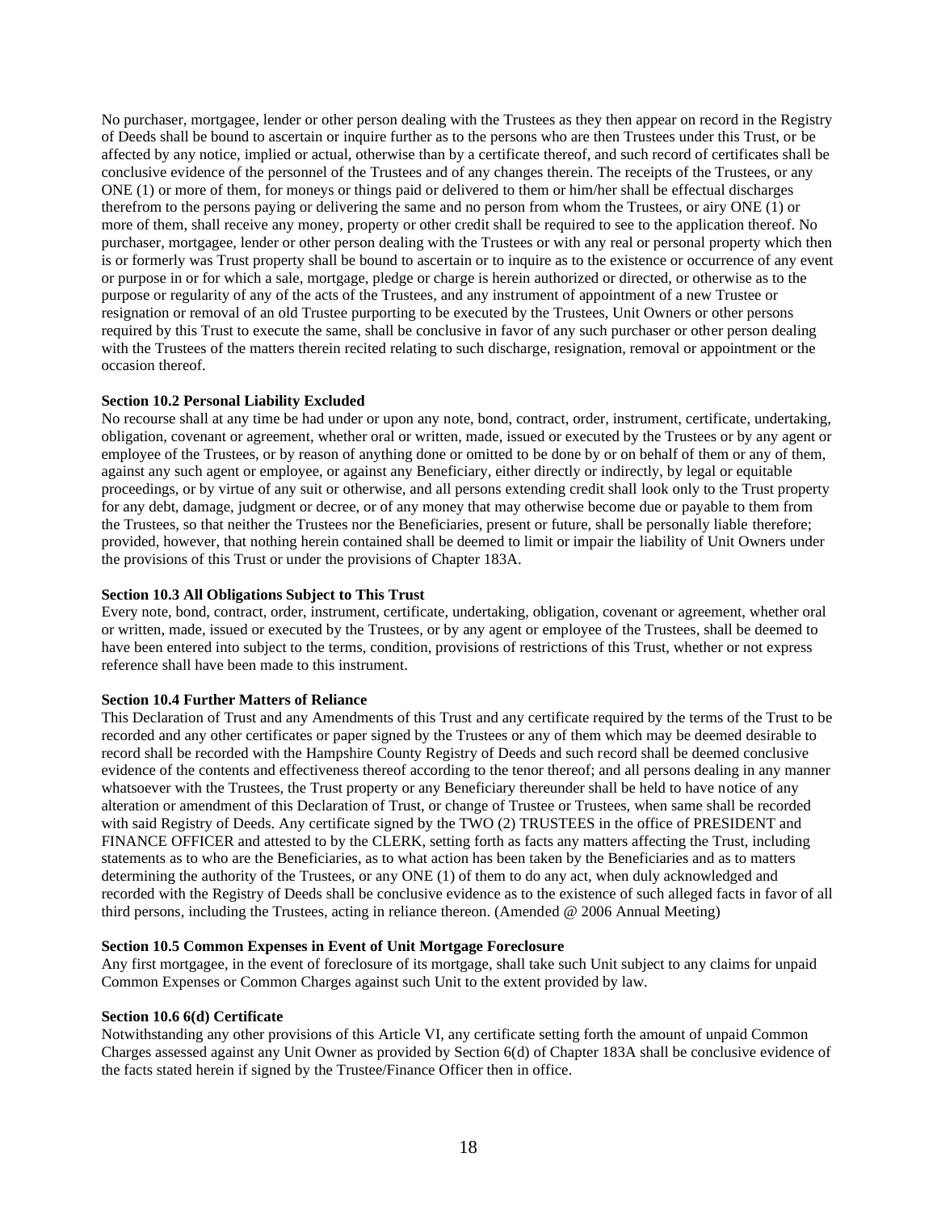No purchaser, mortgagee, lender or other person dealing with the Trustees as they then appear on record in the Registry of Deeds shall be bound to ascertain or inquire further as to the persons who are then Trustees under this Trust, or be affected by any notice, implied or actual, otherwise than by a certificate thereof, and such record of certificates shall be conclusive evidence of the personnel of the Trustees and of any changes therein. The receipts of the Trustees, or any ONE (1) or more of them, for moneys or things paid or delivered to them or him/her shall be effectual discharges therefrom to the persons paying or delivering the same and no person from whom the Trustees, or airy ONE (1) or more of them, shall receive any money, property or other credit shall be required to see to the application thereof. No purchaser, mortgagee, lender or other person dealing with the Trustees or with any real or personal property which then is or formerly was Trust property shall be bound to ascertain or to inquire as to the existence or occurrence of any event or purpose in or for which a sale, mortgage, pledge or charge is herein authorized or directed, or otherwise as to the purpose or regularity of any of the acts of the Trustees, and any instrument of appointment of a new Trustee or resignation or removal of an old Trustee purporting to be executed by the Trustees, Unit Owners or other persons required by this Trust to execute the same, shall be conclusive in favor of any such purchaser or other person dealing with the Trustees of the matters therein recited relating to such discharge, resignation, removal or appointment or the occasion thereof.

**Section 10.2 Personal Liability Excluded**

No recourse shall at any time be had under or upon any note, bond, contract, order, instrument, certificate, undertaking, obligation, covenant or agreement, whether oral or written, made, issued or executed by the Trustees or by any agent or employee of the Trustees, or by reason of anything done or omitted to be done by or on behalf of them or any of them, against any such agent or employee, or against any Beneficiary, either directly or indirectly, by legal or equitable proceedings, or by virtue of any suit or otherwise, and all persons extending credit shall look only to the Trust property for any debt, damage, judgment or decree, or of any money that may otherwise become due or payable to them from the Trustees, so that neither the Trustees nor the Beneficiaries, present or future, shall be personally liable therefore; provided, however, that nothing herein contained shall be deemed to limit or impair the liability of Unit Owners under the provisions of this Trust or under the provisions of Chapter 183A.

**Section 10.3 All Obligations Subject to This Trust**

Every note, bond, contract, order, instrument, certificate, undertaking, obligation, covenant or agreement, whether oral or written, made, issued or executed by the Trustees, or by any agent or employee of the Trustees, shall be deemed to have been entered into subject to the terms, condition, provisions of restrictions of this Trust, whether or not express reference shall have been made to this instrument.

**Section 10.4 Further Matters of Reliance**

This Declaration of Trust and any Amendments of this Trust and any certificate required by the terms of the Trust to be recorded and any other certificates or paper signed by the Trustees or any of them which may be deemed desirable to record shall be recorded with the Hampshire County Registry of Deeds and such record shall be deemed conclusive evidence of the contents and effectiveness thereof according to the tenor thereof; and all persons dealing in any manner whatsoever with the Trustees, the Trust property or any Beneficiary thereunder shall be held to have notice of any alteration or amendment of this Declaration of Trust, or change of Trustee or Trustees, when same shall be recorded with said Registry of Deeds. Any certificate signed by the TWO (2) TRUSTEES in the office of PRESIDENT and FINANCE OFFICER and attested to by the CLERK, setting forth as facts any matters affecting the Trust, including statements as to who are the Beneficiaries, as to what action has been taken by the Beneficiaries and as to matters determining the authority of the Trustees, or any ONE (1) of them to do any act, when duly acknowledged and recorded with the Registry of Deeds shall be conclusive evidence as to the existence of such alleged facts in favor of all third persons, including the Trustees, acting in reliance thereon. (Amended @ 2006 Annual Meeting)

**Section 10.5 Common Expenses in Event of Unit Mortgage Foreclosure**

Any first mortgagee, in the event of foreclosure of its mortgage, shall take such Unit subject to any claims for unpaid Common Expenses or Common Charges against such Unit to the extent provided by law.

**Section 10.6 6(d) Certificate**

Notwithstanding any other provisions of this Article VI, any certificate setting forth the amount of unpaid Common Charges assessed against any Unit Owner as provided by Section 6(d) of Chapter 183A shall be conclusive evidence of the facts stated herein if signed by the Trustee/Finance Officer then in office.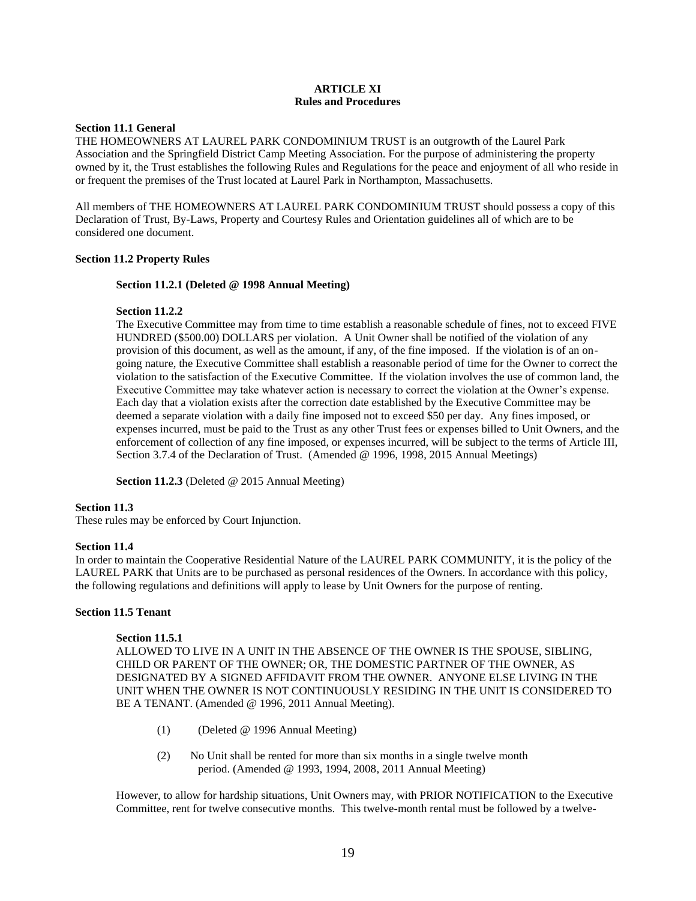# ARTICLE XI
## Rules and Procedures

**Section 11.1 General**

THE HOMEOWNERS AT LAUREL PARK CONDOMINIUM TRUST is an outgrowth of the Laurel Park Association and the Springfield District Camp Meeting Association. For the purpose of administering the property owned by it, the Trust establishes the following Rules and Regulations for the peace and enjoyment of all who reside in or frequent the premises of the Trust located at Laurel Park in Northampton, Massachusetts.

All members of THE HOMEOWNERS AT LAUREL PARK CONDOMINIUM TRUST should possess a copy of this Declaration of Trust, By-Laws, Property and Courtesy Rules and Orientation guidelines all of which are to be considered one document.

**Section 11.2 Property Rules**

**Section 11.2.1 (Deleted @ 1998 Annual Meeting)**

**Section 11.2.2**

The Executive Committee may from time to time establish a reasonable schedule of fines, not to exceed FIVE HUNDRED ($500.00) DOLLARS per violation. A Unit Owner shall be notified of the violation of any provision of this document, as well as the amount, if any, of the fine imposed. If the violation is of an on-going nature, the Executive Committee shall establish a reasonable period of time for the Owner to correct the violation to the satisfaction of the Executive Committee. If the violation involves the use of common land, the Executive Committee may take whatever action is necessary to correct the violation at the Owner's expense. Each day that a violation exists after the correction date established by the Executive Committee may be deemed a separate violation with a daily fine imposed not to exceed $50 per day. Any fines imposed, or expenses incurred, must be paid to the Trust as any other Trust fees or expenses billed to Unit Owners, and the enforcement of collection of any fine imposed, or expenses incurred, will be subject to the terms of Article III, Section 3.7.4 of the Declaration of Trust. (Amended @ 1996, 1998, 2015 Annual Meetings)

**Section 11.2.3** (Deleted @ 2015 Annual Meeting)

**Section 11.3**

These rules may be enforced by Court Injunction.

**Section 11.4**

In order to maintain the Cooperative Residential Nature of the LAUREL PARK COMMUNITY, it is the policy of the LAUREL PARK that Units are to be purchased as personal residences of the Owners. In accordance with this policy, the following regulations and definitions will apply to lease by Unit Owners for the purpose of renting.

**Section 11.5 Tenant**

**Section 11.5.1**

ALLOWED TO LIVE IN A UNIT IN THE ABSENCE OF THE OWNER IS THE SPOUSE, SIBLING, CHILD OR PARENT OF THE OWNER; OR, THE DOMESTIC PARTNER OF THE OWNER, AS DESIGNATED BY A SIGNED AFFIDAVIT FROM THE OWNER. ANYONE ELSE LIVING IN THE UNIT WHEN THE OWNER IS NOT CONTINUOUSLY RESIDING IN THE UNIT IS CONSIDERED TO BE A TENANT. (Amended @ 1996, 2011 Annual Meeting).

(1) (Deleted @ 1996 Annual Meeting)

(2) No Unit shall be rented for more than six months in a single twelve month period. (Amended @ 1993, 1994, 2008, 2011 Annual Meeting)

However, to allow for hardship situations, Unit Owners may, with PRIOR NOTIFICATION to the Executive Committee, rent for twelve consecutive months. This twelve-month rental must be followed by a twelve-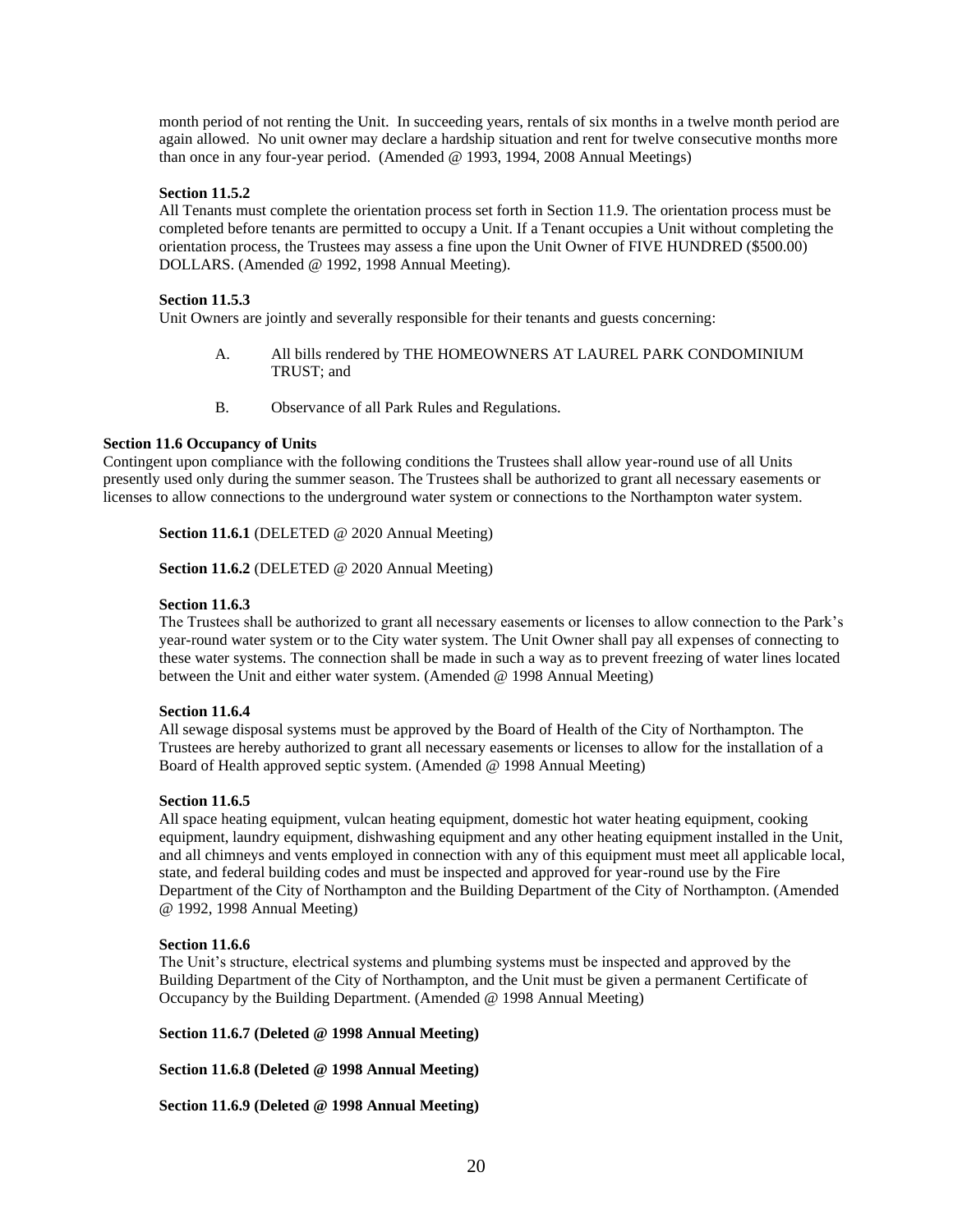month period of not renting the Unit. In succeeding years, rentals of six months in a twelve month period are again allowed. No unit owner may declare a hardship situation and rent for twelve consecutive months more than once in any four-year period. (Amended @ 1993, 1994, 2008 Annual Meetings)

**Section 11.5.2**

All Tenants must complete the orientation process set forth in Section 11.9. The orientation process must be completed before tenants are permitted to occupy a Unit. If a Tenant occupies a Unit without completing the orientation process, the Trustees may assess a fine upon the Unit Owner of FIVE HUNDRED ($500.00) DOLLARS. (Amended @ 1992, 1998 Annual Meeting).

**Section 11.5.3**

Unit Owners are jointly and severally responsible for their tenants and guests concerning:

A. All bills rendered by THE HOMEOWNERS AT LAUREL PARK CONDOMINIUM TRUST; and

B. Observance of all Park Rules and Regulations.

**Section 11.6 Occupancy of Units**

Contingent upon compliance with the following conditions the Trustees shall allow year-round use of all Units presently used only during the summer season. The Trustees shall be authorized to grant all necessary easements or licenses to allow connections to the underground water system or connections to the Northampton water system.

**Section 11.6.1** (DELETED @ 2020 Annual Meeting)

**Section 11.6.2** (DELETED @ 2020 Annual Meeting)

**Section 11.6.3**

The Trustees shall be authorized to grant all necessary easements or licenses to allow connection to the Park's year-round water system or to the City water system. The Unit Owner shall pay all expenses of connecting to these water systems. The connection shall be made in such a way as to prevent freezing of water lines located between the Unit and either water system. (Amended @ 1998 Annual Meeting)

**Section 11.6.4**

All sewage disposal systems must be approved by the Board of Health of the City of Northampton. The Trustees are hereby authorized to grant all necessary easements or licenses to allow for the installation of a Board of Health approved septic system. (Amended @ 1998 Annual Meeting)

**Section 11.6.5**

All space heating equipment, vulcan heating equipment, domestic hot water heating equipment, cooking equipment, laundry equipment, dishwashing equipment and any other heating equipment installed in the Unit, and all chimneys and vents employed in connection with any of this equipment must meet all applicable local, state, and federal building codes and must be inspected and approved for year-round use by the Fire Department of the City of Northampton and the Building Department of the City of Northampton. (Amended @ 1992, 1998 Annual Meeting)

**Section 11.6.6**

The Unit's structure, electrical systems and plumbing systems must be inspected and approved by the Building Department of the City of Northampton, and the Unit must be given a permanent Certificate of Occupancy by the Building Department. (Amended @ 1998 Annual Meeting)

**Section 11.6.7 (Deleted @ 1998 Annual Meeting)**

**Section 11.6.8 (Deleted @ 1998 Annual Meeting)**

**Section 11.6.9 (Deleted @ 1998 Annual Meeting)**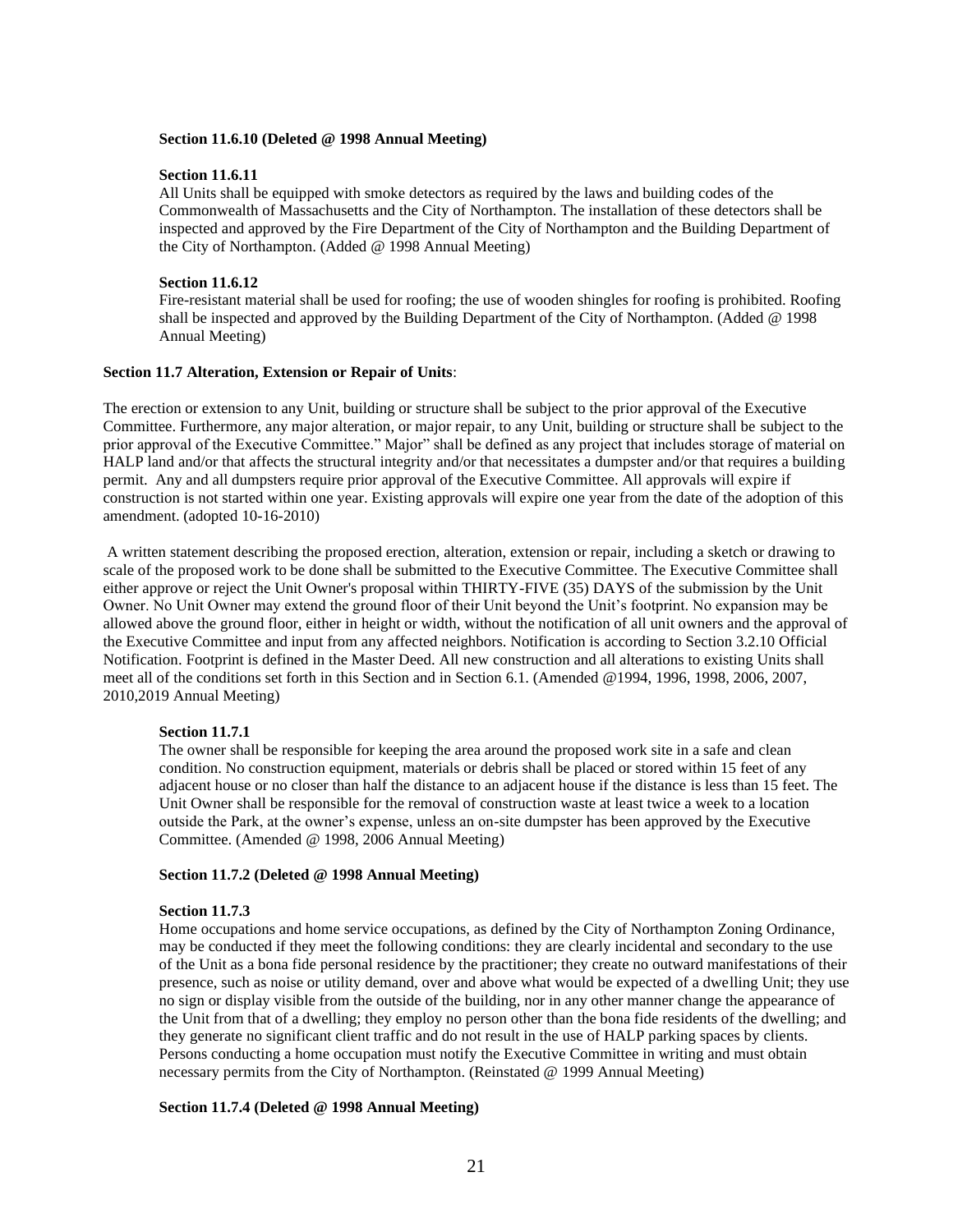**Section 11.6.10 (Deleted @ 1998 Annual Meeting)**

**Section 11.6.11**
All Units shall be equipped with smoke detectors as required by the laws and building codes of the Commonwealth of Massachusetts and the City of Northampton. The installation of these detectors shall be inspected and approved by the Fire Department of the City of Northampton and the Building Department of the City of Northampton. (Added @ 1998 Annual Meeting)

**Section 11.6.12**
Fire-resistant material shall be used for roofing; the use of wooden shingles for roofing is prohibited. Roofing shall be inspected and approved by the Building Department of the City of Northampton. (Added @ 1998 Annual Meeting)

**Section 11.7 Alteration, Extension or Repair of Units**:

The erection or extension to any Unit, building or structure shall be subject to the prior approval of the Executive Committee. Furthermore, any major alteration, or major repair, to any Unit, building or structure shall be subject to the prior approval of the Executive Committee." Major" shall be defined as any project that includes storage of material on HALP land and/or that affects the structural integrity and/or that necessitates a dumpster and/or that requires a building permit. Any and all dumpsters require prior approval of the Executive Committee. All approvals will expire if construction is not started within one year. Existing approvals will expire one year from the date of the adoption of this amendment. (adopted 10-16-2010)

A written statement describing the proposed erection, alteration, extension or repair, including a sketch or drawing to scale of the proposed work to be done shall be submitted to the Executive Committee. The Executive Committee shall either approve or reject the Unit Owner's proposal within THIRTY-FIVE (35) DAYS of the submission by the Unit Owner. No Unit Owner may extend the ground floor of their Unit beyond the Unit's footprint. No expansion may be allowed above the ground floor, either in height or width, without the notification of all unit owners and the approval of the Executive Committee and input from any affected neighbors. Notification is according to Section 3.2.10 Official Notification. Footprint is defined in the Master Deed. All new construction and all alterations to existing Units shall meet all of the conditions set forth in this Section and in Section 6.1. (Amended @1994, 1996, 1998, 2006, 2007, 2010,2019 Annual Meeting)

**Section 11.7.1**
The owner shall be responsible for keeping the area around the proposed work site in a safe and clean condition. No construction equipment, materials or debris shall be placed or stored within 15 feet of any adjacent house or no closer than half the distance to an adjacent house if the distance is less than 15 feet. The Unit Owner shall be responsible for the removal of construction waste at least twice a week to a location outside the Park, at the owner's expense, unless an on-site dumpster has been approved by the Executive Committee. (Amended @ 1998, 2006 Annual Meeting)

**Section 11.7.2 (Deleted @ 1998 Annual Meeting)**

**Section 11.7.3**
Home occupations and home service occupations, as defined by the City of Northampton Zoning Ordinance, may be conducted if they meet the following conditions: they are clearly incidental and secondary to the use of the Unit as a bona fide personal residence by the practitioner; they create no outward manifestations of their presence, such as noise or utility demand, over and above what would be expected of a dwelling Unit; they use no sign or display visible from the outside of the building, nor in any other manner change the appearance of the Unit from that of a dwelling; they employ no person other than the bona fide residents of the dwelling; and they generate no significant client traffic and do not result in the use of HALP parking spaces by clients. Persons conducting a home occupation must notify the Executive Committee in writing and must obtain necessary permits from the City of Northampton. (Reinstated @ 1999 Annual Meeting)

**Section 11.7.4 (Deleted @ 1998 Annual Meeting)**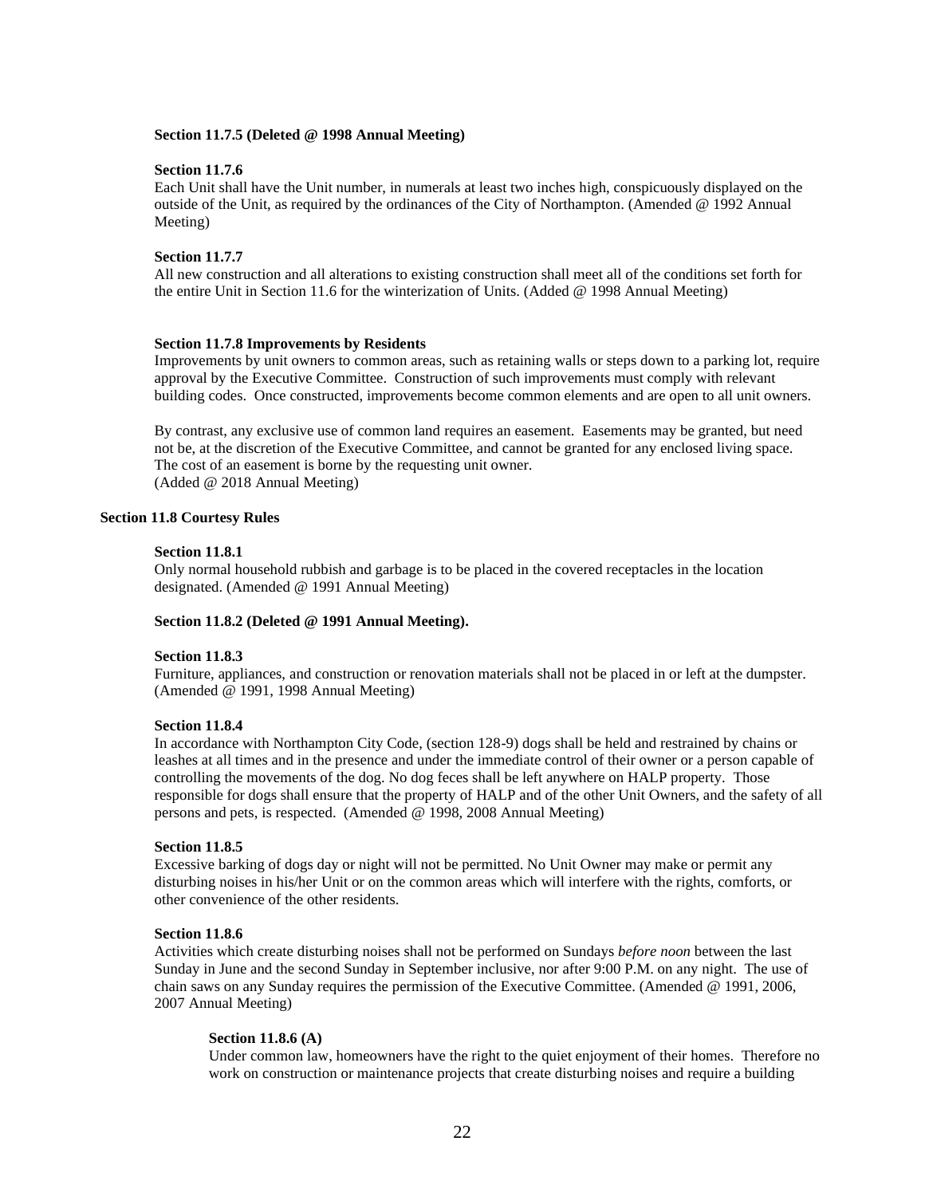**Section 11.7.5 (Deleted @ 1998 Annual Meeting)**

**Section 11.7.6**

Each Unit shall have the Unit number, in numerals at least two inches high, conspicuously displayed on the outside of the Unit, as required by the ordinances of the City of Northampton. (Amended @ 1992 Annual Meeting)

**Section 11.7.7**

All new construction and all alterations to existing construction shall meet all of the conditions set forth for the entire Unit in Section 11.6 for the winterization of Units. (Added @ 1998 Annual Meeting)

**Section 11.7.8 Improvements by Residents**

Improvements by unit owners to common areas, such as retaining walls or steps down to a parking lot, require approval by the Executive Committee. Construction of such improvements must comply with relevant building codes. Once constructed, improvements become common elements and are open to all unit owners.

By contrast, any exclusive use of common land requires an easement. Easements may be granted, but need not be, at the discretion of the Executive Committee, and cannot be granted for any enclosed living space. The cost of an easement is borne by the requesting unit owner.
(Added @ 2018 Annual Meeting)

## Section 11.8 Courtesy Rules

**Section 11.8.1**

Only normal household rubbish and garbage is to be placed in the covered receptacles in the location designated. (Amended @ 1991 Annual Meeting)

**Section 11.8.2 (Deleted @ 1991 Annual Meeting).**

**Section 11.8.3**

Furniture, appliances, and construction or renovation materials shall not be placed in or left at the dumpster. (Amended @ 1991, 1998 Annual Meeting)

**Section 11.8.4**

In accordance with Northampton City Code, (section 128-9) dogs shall be held and restrained by chains or leashes at all times and in the presence and under the immediate control of their owner or a person capable of controlling the movements of the dog. No dog feces shall be left anywhere on HALP property. Those responsible for dogs shall ensure that the property of HALP and of the other Unit Owners, and the safety of all persons and pets, is respected. (Amended @ 1998, 2008 Annual Meeting)

**Section 11.8.5**

Excessive barking of dogs day or night will not be permitted. No Unit Owner may make or permit any disturbing noises in his/her Unit or on the common areas which will interfere with the rights, comforts, or other convenience of the other residents.

**Section 11.8.6**

Activities which create disturbing noises shall not be performed on Sundays *before noon* between the last Sunday in June and the second Sunday in September inclusive, nor after 9:00 P.M. on any night. The use of chain saws on any Sunday requires the permission of the Executive Committee. (Amended @ 1991, 2006, 2007 Annual Meeting)

**Section 11.8.6 (A)**

Under common law, homeowners have the right to the quiet enjoyment of their homes. Therefore no work on construction or maintenance projects that create disturbing noises and require a building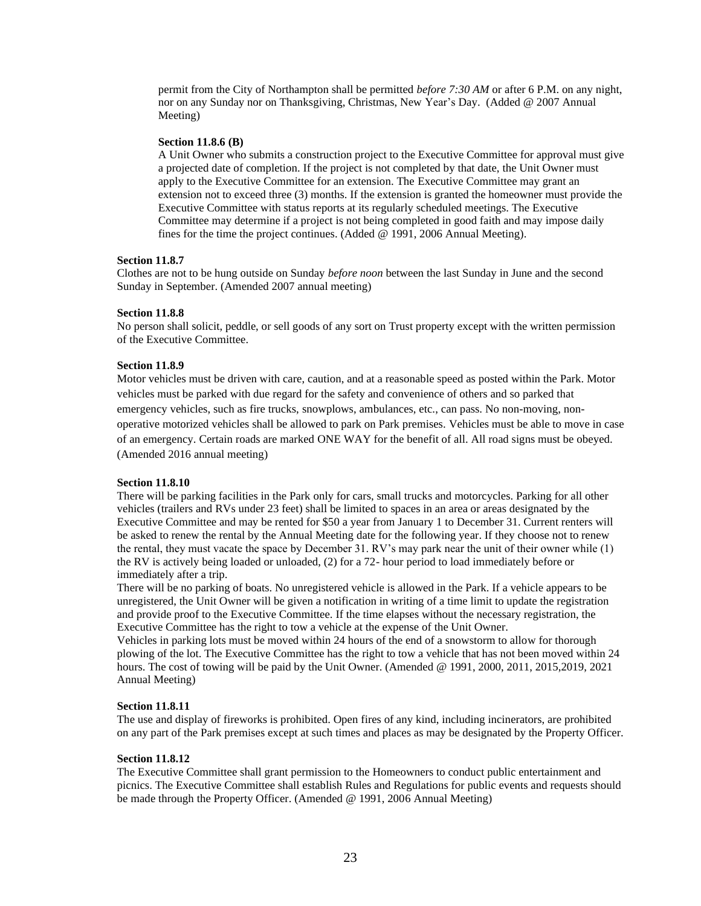permit from the City of Northampton shall be permitted *before 7:30 AM* or after 6 P.M. on any night, nor on any Sunday nor on Thanksgiving, Christmas, New Year's Day. (Added @ 2007 Annual Meeting)

**Section 11.8.6 (B)**

A Unit Owner who submits a construction project to the Executive Committee for approval must give a projected date of completion. If the project is not completed by that date, the Unit Owner must apply to the Executive Committee for an extension. The Executive Committee may grant an extension not to exceed three (3) months. If the extension is granted the homeowner must provide the Executive Committee with status reports at its regularly scheduled meetings. The Executive Committee may determine if a project is not being completed in good faith and may impose daily fines for the time the project continues. (Added @ 1991, 2006 Annual Meeting).

**Section 11.8.7**

Clothes are not to be hung outside on Sunday *before noon* between the last Sunday in June and the second Sunday in September. (Amended 2007 annual meeting)

**Section 11.8.8**

No person shall solicit, peddle, or sell goods of any sort on Trust property except with the written permission of the Executive Committee.

**Section 11.8.9**

Motor vehicles must be driven with care, caution, and at a reasonable speed as posted within the Park. Motor vehicles must be parked with due regard for the safety and convenience of others and so parked that emergency vehicles, such as fire trucks, snowplows, ambulances, etc., can pass. No non-moving, non-operative motorized vehicles shall be allowed to park on Park premises. Vehicles must be able to move in case of an emergency. Certain roads are marked ONE WAY for the benefit of all. All road signs must be obeyed. (Amended 2016 annual meeting)

**Section 11.8.10**

There will be parking facilities in the Park only for cars, small trucks and motorcycles. Parking for all other vehicles (trailers and RVs under 23 feet) shall be limited to spaces in an area or areas designated by the Executive Committee and may be rented for $50 a year from January 1 to December 31. Current renters will be asked to renew the rental by the Annual Meeting date for the following year. If they choose not to renew the rental, they must vacate the space by December 31. RV's may park near the unit of their owner while (1) the RV is actively being loaded or unloaded, (2) for a 72- hour period to load immediately before or immediately after a trip.

There will be no parking of boats. No unregistered vehicle is allowed in the Park. If a vehicle appears to be unregistered, the Unit Owner will be given a notification in writing of a time limit to update the registration and provide proof to the Executive Committee. If the time elapses without the necessary registration, the Executive Committee has the right to tow a vehicle at the expense of the Unit Owner.

Vehicles in parking lots must be moved within 24 hours of the end of a snowstorm to allow for thorough plowing of the lot. The Executive Committee has the right to tow a vehicle that has not been moved within 24 hours. The cost of towing will be paid by the Unit Owner. (Amended @ 1991, 2000, 2011, 2015,2019, 2021 Annual Meeting)

**Section 11.8.11**

The use and display of fireworks is prohibited. Open fires of any kind, including incinerators, are prohibited on any part of the Park premises except at such times and places as may be designated by the Property Officer.

**Section 11.8.12**

The Executive Committee shall grant permission to the Homeowners to conduct public entertainment and picnics. The Executive Committee shall establish Rules and Regulations for public events and requests should be made through the Property Officer. (Amended @ 1991, 2006 Annual Meeting)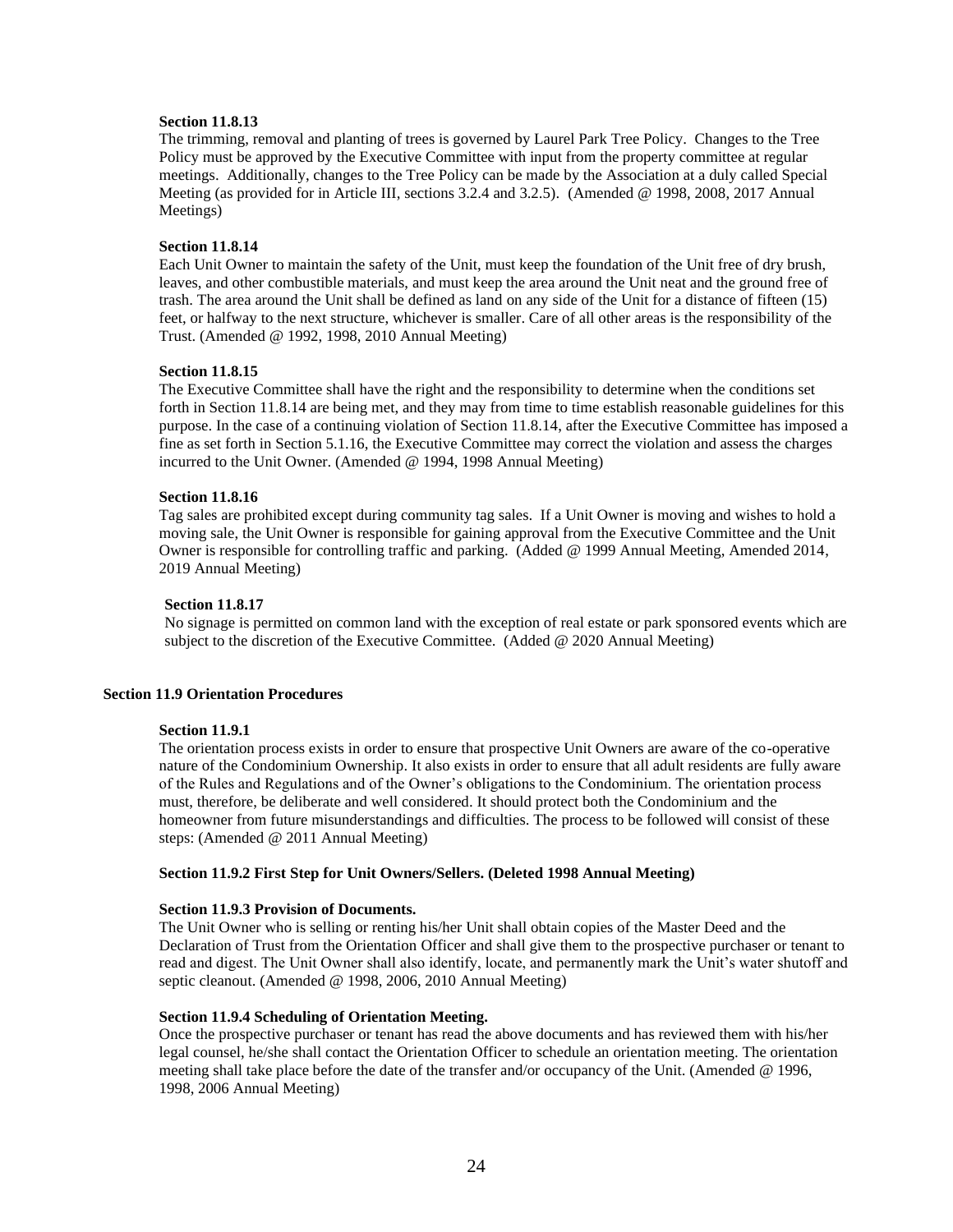**Section 11.8.13**

The trimming, removal and planting of trees is governed by Laurel Park Tree Policy. Changes to the Tree Policy must be approved by the Executive Committee with input from the property committee at regular meetings. Additionally, changes to the Tree Policy can be made by the Association at a duly called Special Meeting (as provided for in Article III, sections 3.2.4 and 3.2.5). (Amended @ 1998, 2008, 2017 Annual Meetings)

**Section 11.8.14**

Each Unit Owner to maintain the safety of the Unit, must keep the foundation of the Unit free of dry brush, leaves, and other combustible materials, and must keep the area around the Unit neat and the ground free of trash. The area around the Unit shall be defined as land on any side of the Unit for a distance of fifteen (15) feet, or halfway to the next structure, whichever is smaller. Care of all other areas is the responsibility of the Trust. (Amended @ 1992, 1998, 2010 Annual Meeting)

**Section 11.8.15**

The Executive Committee shall have the right and the responsibility to determine when the conditions set forth in Section 11.8.14 are being met, and they may from time to time establish reasonable guidelines for this purpose. In the case of a continuing violation of Section 11.8.14, after the Executive Committee has imposed a fine as set forth in Section 5.1.16, the Executive Committee may correct the violation and assess the charges incurred to the Unit Owner. (Amended @ 1994, 1998 Annual Meeting)

**Section 11.8.16**

Tag sales are prohibited except during community tag sales. If a Unit Owner is moving and wishes to hold a moving sale, the Unit Owner is responsible for gaining approval from the Executive Committee and the Unit Owner is responsible for controlling traffic and parking. (Added @ 1999 Annual Meeting, Amended 2014, 2019 Annual Meeting)

**Section 11.8.17**

No signage is permitted on common land with the exception of real estate or park sponsored events which are subject to the discretion of the Executive Committee. (Added @ 2020 Annual Meeting)

**Section 11.9 Orientation Procedures**

**Section 11.9.1**

The orientation process exists in order to ensure that prospective Unit Owners are aware of the co-operative nature of the Condominium Ownership. It also exists in order to ensure that all adult residents are fully aware of the Rules and Regulations and of the Owner's obligations to the Condominium. The orientation process must, therefore, be deliberate and well considered. It should protect both the Condominium and the homeowner from future misunderstandings and difficulties. The process to be followed will consist of these steps: (Amended @ 2011 Annual Meeting)

**Section 11.9.2 First Step for Unit Owners/Sellers. (Deleted 1998 Annual Meeting)**

**Section 11.9.3 Provision of Documents.**

The Unit Owner who is selling or renting his/her Unit shall obtain copies of the Master Deed and the Declaration of Trust from the Orientation Officer and shall give them to the prospective purchaser or tenant to read and digest. The Unit Owner shall also identify, locate, and permanently mark the Unit's water shutoff and septic cleanout. (Amended @ 1998, 2006, 2010 Annual Meeting)

**Section 11.9.4 Scheduling of Orientation Meeting.**

Once the prospective purchaser or tenant has read the above documents and has reviewed them with his/her legal counsel, he/she shall contact the Orientation Officer to schedule an orientation meeting. The orientation meeting shall take place before the date of the transfer and/or occupancy of the Unit. (Amended @ 1996, 1998, 2006 Annual Meeting)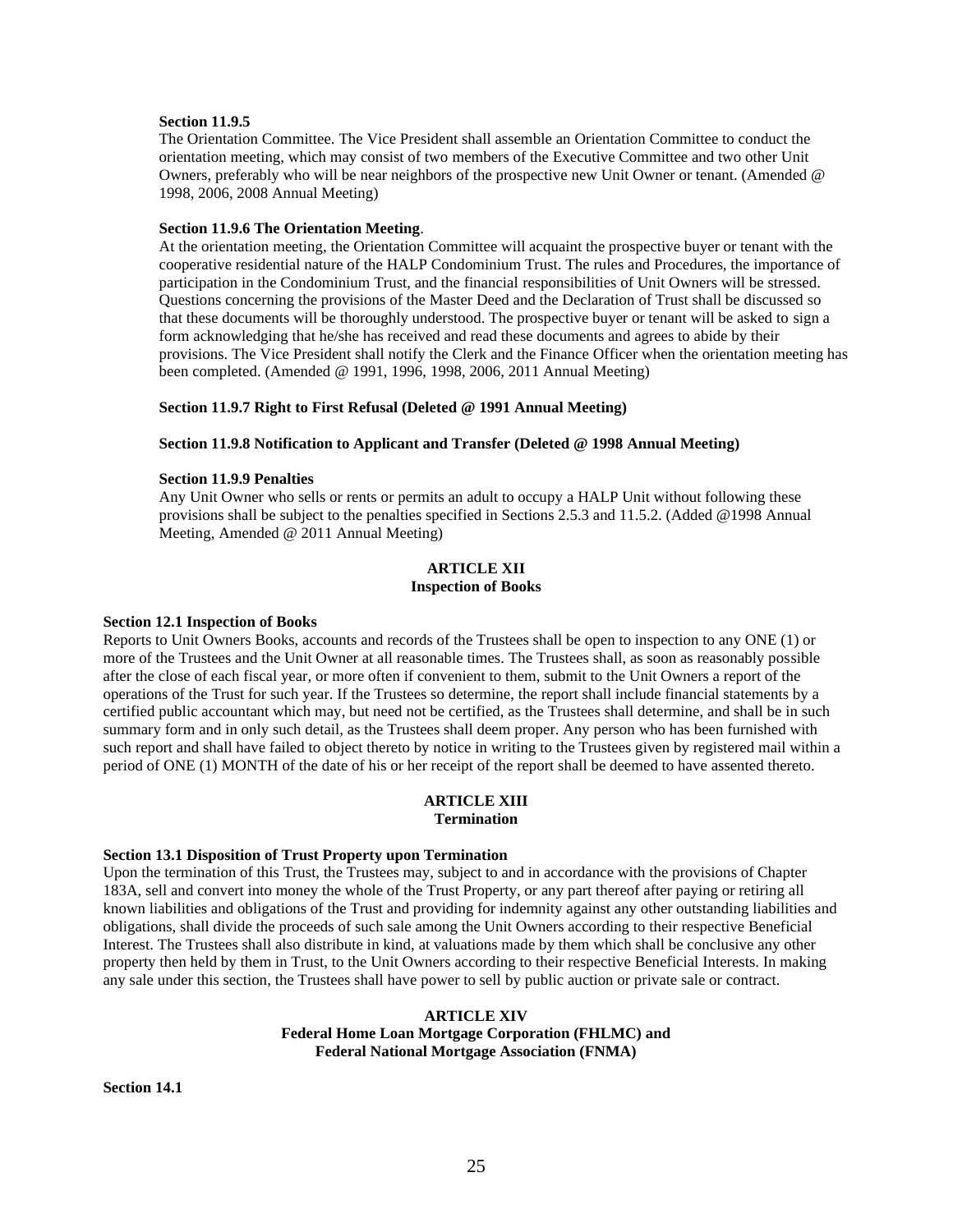**Section 11.9.5**

The Orientation Committee. The Vice President shall assemble an Orientation Committee to conduct the orientation meeting, which may consist of two members of the Executive Committee and two other Unit Owners, preferably who will be near neighbors of the prospective new Unit Owner or tenant. (Amended @ 1998, 2006, 2008 Annual Meeting)

**Section 11.9.6 The Orientation Meeting**.

At the orientation meeting, the Orientation Committee will acquaint the prospective buyer or tenant with the cooperative residential nature of the HALP Condominium Trust. The rules and Procedures, the importance of participation in the Condominium Trust, and the financial responsibilities of Unit Owners will be stressed. Questions concerning the provisions of the Master Deed and the Declaration of Trust shall be discussed so that these documents will be thoroughly understood. The prospective buyer or tenant will be asked to sign a form acknowledging that he/she has received and read these documents and agrees to abide by their provisions. The Vice President shall notify the Clerk and the Finance Officer when the orientation meeting has been completed. (Amended @ 1991, 1996, 1998, 2006, 2011 Annual Meeting)

**Section 11.9.7 Right to First Refusal (Deleted @ 1991 Annual Meeting)**

**Section 11.9.8 Notification to Applicant and Transfer (Deleted @ 1998 Annual Meeting)**

**Section 11.9.9 Penalties**

Any Unit Owner who sells or rents or permits an adult to occupy a HALP Unit without following these provisions shall be subject to the penalties specified in Sections 2.5.3 and 11.5.2. (Added @1998 Annual Meeting, Amended @ 2011 Annual Meeting)

## ARTICLE XII
## Inspection of Books

**Section 12.1 Inspection of Books**

Reports to Unit Owners Books, accounts and records of the Trustees shall be open to inspection to any ONE (1) or more of the Trustees and the Unit Owner at all reasonable times. The Trustees shall, as soon as reasonably possible after the close of each fiscal year, or more often if convenient to them, submit to the Unit Owners a report of the operations of the Trust for such year. If the Trustees so determine, the report shall include financial statements by a certified public accountant which may, but need not be certified, as the Trustees shall determine, and shall be in such summary form and in only such detail, as the Trustees shall deem proper. Any person who has been furnished with such report and shall have failed to object thereto by notice in writing to the Trustees given by registered mail within a period of ONE (1) MONTH of the date of his or her receipt of the report shall be deemed to have assented thereto.

## ARTICLE XIII
## Termination

**Section 13.1 Disposition of Trust Property upon Termination**

Upon the termination of this Trust, the Trustees may, subject to and in accordance with the provisions of Chapter 183A, sell and convert into money the whole of the Trust Property, or any part thereof after paying or retiring all known liabilities and obligations of the Trust and providing for indemnity against any other outstanding liabilities and obligations, shall divide the proceeds of such sale among the Unit Owners according to their respective Beneficial Interest. The Trustees shall also distribute in kind, at valuations made by them which shall be conclusive any other property then held by them in Trust, to the Unit Owners according to their respective Beneficial Interests. In making any sale under this section, the Trustees shall have power to sell by public auction or private sale or contract.

## ARTICLE XIV
## Federal Home Loan Mortgage Corporation (FHLMC) and Federal National Mortgage Association (FNMA)

**Section 14.1**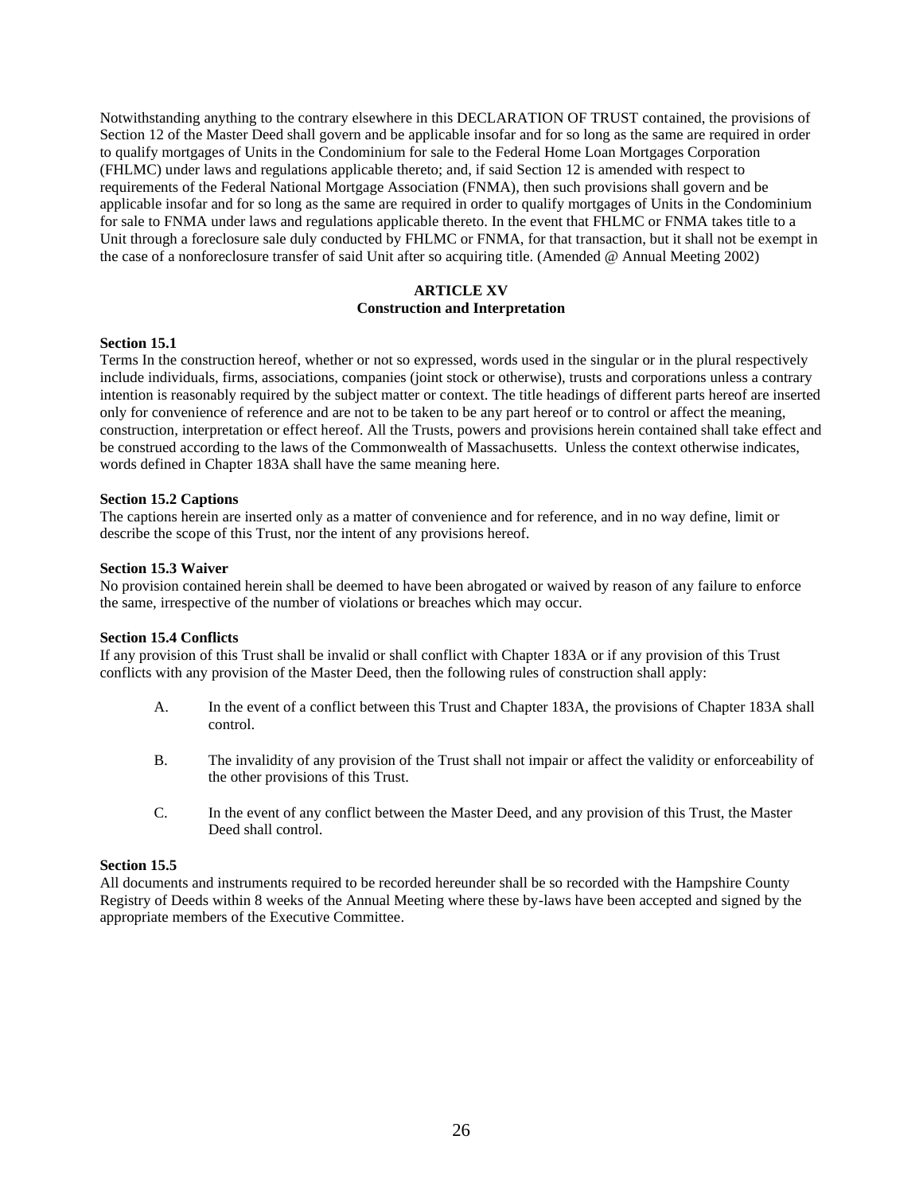Notwithstanding anything to the contrary elsewhere in this DECLARATION OF TRUST contained, the provisions of Section 12 of the Master Deed shall govern and be applicable insofar and for so long as the same are required in order to qualify mortgages of Units in the Condominium for sale to the Federal Home Loan Mortgages Corporation (FHLMC) under laws and regulations applicable thereto; and, if said Section 12 is amended with respect to requirements of the Federal National Mortgage Association (FNMA), then such provisions shall govern and be applicable insofar and for so long as the same are required in order to qualify mortgages of Units in the Condominium for sale to FNMA under laws and regulations applicable thereto. In the event that FHLMC or FNMA takes title to a Unit through a foreclosure sale duly conducted by FHLMC or FNMA, for that transaction, but it shall not be exempt in the case of a nonforeclosure transfer of said Unit after so acquiring title. (Amended @ Annual Meeting 2002)

## ARTICLE XV
## Construction and Interpretation

**Section 15.1**

Terms In the construction hereof, whether or not so expressed, words used in the singular or in the plural respectively include individuals, firms, associations, companies (joint stock or otherwise), trusts and corporations unless a contrary intention is reasonably required by the subject matter or context. The title headings of different parts hereof are inserted only for convenience of reference and are not to be taken to be any part hereof or to control or affect the meaning, construction, interpretation or effect hereof. All the Trusts, powers and provisions herein contained shall take effect and be construed according to the laws of the Commonwealth of Massachusetts. Unless the context otherwise indicates, words defined in Chapter 183A shall have the same meaning here.

**Section 15.2 Captions**

The captions herein are inserted only as a matter of convenience and for reference, and in no way define, limit or describe the scope of this Trust, nor the intent of any provisions hereof.

**Section 15.3 Waiver**

No provision contained herein shall be deemed to have been abrogated or waived by reason of any failure to enforce the same, irrespective of the number of violations or breaches which may occur.

**Section 15.4 Conflicts**

If any provision of this Trust shall be invalid or shall conflict with Chapter 183A or if any provision of this Trust conflicts with any provision of the Master Deed, then the following rules of construction shall apply:

A. In the event of a conflict between this Trust and Chapter 183A, the provisions of Chapter 183A shall control.

B. The invalidity of any provision of the Trust shall not impair or affect the validity or enforceability of the other provisions of this Trust.

C. In the event of any conflict between the Master Deed, and any provision of this Trust, the Master Deed shall control.

**Section 15.5**

All documents and instruments required to be recorded hereunder shall be so recorded with the Hampshire County Registry of Deeds within 8 weeks of the Annual Meeting where these by-laws have been accepted and signed by the appropriate members of the Executive Committee.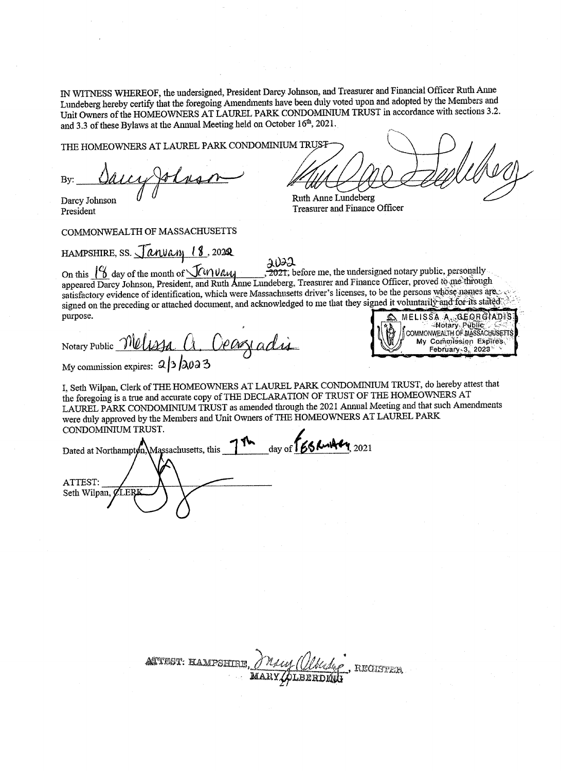IN WITNESS WHEREOF, the undersigned, President Darcy Johnson, and Treasurer and Financial Officer Ruth Anne Lundeberg hereby certify that the foregoing Amendments have been duly voted upon and adopted by the Members and Unit Owners of the HOMEOWNERS AT LAUREL PARK CONDOMINIUM TRUST in accordance with sections 3.2. and 3.3 of these Bylaws at the Annual Meeting held on October 16th, 2021.

THE HOMEOWNERS AT LAUREL PARK CONDOMINIUM TRUST

By: Darcy Johnson

Darcy Johnson
President

Ruth Anne Lundeberg
Treasurer and Finance Officer

COMMONWEALTH OF MASSACHUSETTS

HAMPSHIRE, SS. January 18, 2022

On this 18 day of the month of January ~~2021~~ 2022, before me, the undersigned notary public, personally appeared Darcy Johnson, President, and Ruth Anne Lundeberg, Treasurer and Finance Officer, proved to me through satisfactory evidence of identification, which were Massachusetts driver's licenses, to be the persons whose names are signed on the preceding or attached document, and acknowledged to me that they signed it voluntarily and for its stated purpose.

MELISSA A. GEORGIADIS
Notary Public
COMMONWEALTH OF MASSACHUSETTS
My Commission Expires
February 3, 2023

Notary Public Melissa A. Georgiadis

My commission expires: 2/3/2023

I, Seth Wilpan, Clerk of THE HOMEOWNERS AT LAUREL PARK CONDOMINIUM TRUST, do hereby attest that the foregoing is a true and accurate copy of THE DECLARATION OF TRUST OF THE HOMEOWNERS AT LAUREL PARK CONDOMINIUM TRUST as amended through the 2021 Annual Meeting and that such Amendments were duly approved by the Members and Unit Owners of THE HOMEOWNERS AT LAUREL PARK CONDOMINIUM TRUST.

Dated at Northampton, Massachusetts, this 7th day of February, 2021

ATTEST: ______________________
Seth Wilpan, CLERK

ATTEST: HAMPSHIRE, Mary Olberding, REGISTER
MARY OLBERDING